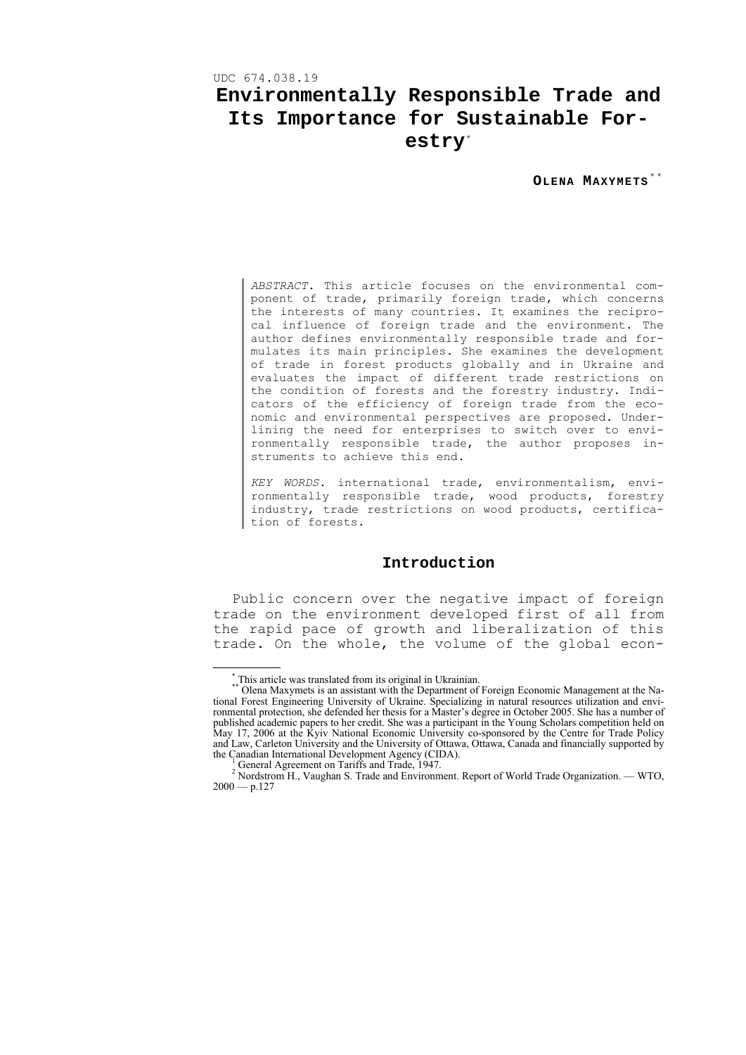UDC 674.038.19

# Environmentally Responsible Trade and Its Importance for Sustainable Forestry[*]

**Olena Maxymets**[**]

*ABSTRACT.* This article focuses on the environmental component of trade, primarily foreign trade, which concerns the interests of many countries. It examines the reciprocal influence of foreign trade and the environment. The author defines environmentally responsible trade and formulates its main principles. She examines the development of trade in forest products globally and in Ukraine and evaluates the impact of different trade restrictions on the condition of forests and the forestry industry. Indicators of the efficiency of foreign trade from the economic and environmental perspectives are proposed. Underlining the need for enterprises to switch over to environmentally responsible trade, the author proposes instruments to achieve this end.

*KEY WORDS.* international trade, environmentalism, environmentally responsible trade, wood products, forestry industry, trade restrictions on wood products, certification of forests.

## Introduction

Public concern over the negative impact of foreign trade on the environment developed first of all from the rapid pace of growth and liberalization of this trade. On the whole, the volume of the global econ-

---

[*] This article was translated from its original in Ukrainian.

[**] Olena Maxymets is an assistant with the Department of Foreign Economic Management at the National Forest Engineering University of Ukraine. Specializing in natural resources utilization and environmental protection, she defended her thesis for a Master's degree in October 2005. She has a number of published academic papers to her credit. She was a participant in the Young Scholars competition held on May 17, 2006 at the Kyiv National Economic University co-sponsored by the Centre for Trade Policy and Law, Carleton University and the University of Ottawa, Ottawa, Canada and financially supported by the Canadian International Development Agency (CIDA).

[1] General Agreement on Tariffs and Trade, 1947.

[2] Nordstrom H., Vaughan S. Trade and Environment. Report of World Trade Organization. — WTO, 2000 — p.127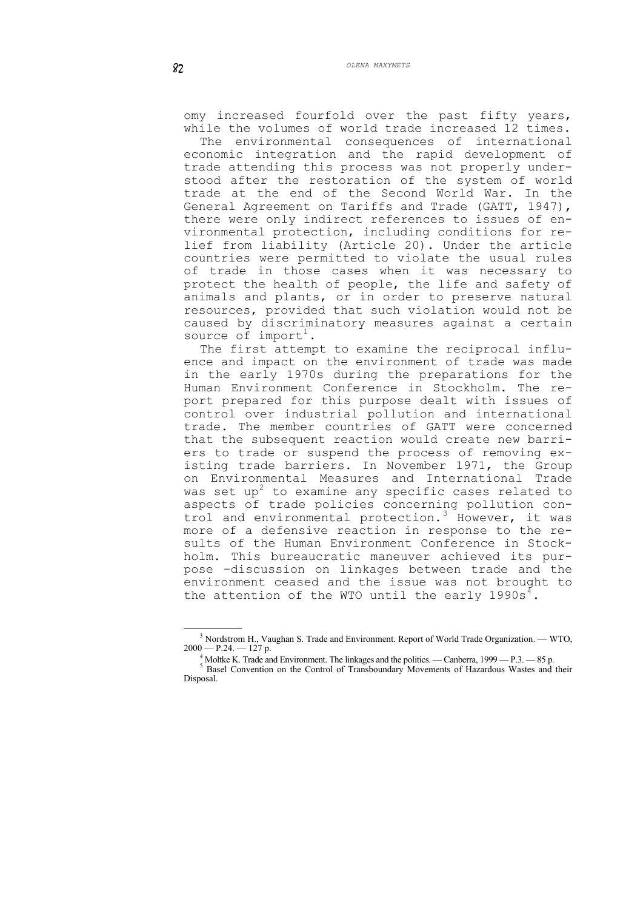omy increased fourfold over the past fifty years, while the volumes of world trade increased 12 times.

The environmental consequences of international economic integration and the rapid development of trade attending this process was not properly understood after the restoration of the system of world trade at the end of the Second World War. In the General Agreement on Tariffs and Trade (GATT, 1947), there were only indirect references to issues of environmental protection, including conditions for relief from liability (Article 20). Under the article countries were permitted to violate the usual rules of trade in those cases when it was necessary to protect the health of people, the life and safety of animals and plants, or in order to preserve natural resources, provided that such violation would not be caused by discriminatory measures against a certain source of import[1].

The first attempt to examine the reciprocal influence and impact on the environment of trade was made in the early 1970s during the preparations for the Human Environment Conference in Stockholm. The report prepared for this purpose dealt with issues of control over industrial pollution and international trade. The member countries of GATT were concerned that the subsequent reaction would create new barriers to trade or suspend the process of removing existing trade barriers. In November 1971, the Group on Environmental Measures and International Trade was set up[2] to examine any specific cases related to aspects of trade policies concerning pollution control and environmental protection.[3] However, it was more of a defensive reaction in response to the results of the Human Environment Conference in Stockholm. This bureaucratic maneuver achieved its purpose –discussion on linkages between trade and the environment ceased and the issue was not brought to the attention of the WTO until the early 1990s[4].

---

[3] Nordstrom H., Vaughan S. Trade and Environment. Report of World Trade Organization. — WTO, 2000 — P.24. — 127 p.

[4] Moltke K. Trade and Environment. The linkages and the politics. — Canberra, 1999 — P.3. — 85 p.

[5] Basel Convention on the Control of Transboundary Movements of Hazardous Wastes and their Disposal.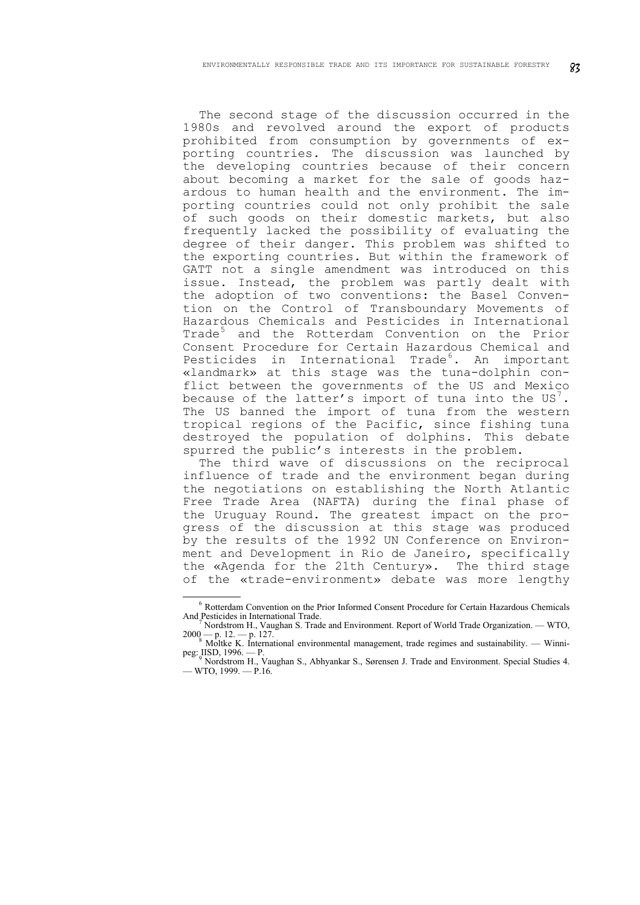The second stage of the discussion occurred in the 1980s and revolved around the export of products prohibited from consumption by governments of exporting countries. The discussion was launched by the developing countries because of their concern about becoming a market for the sale of goods hazardous to human health and the environment. The importing countries could not only prohibit the sale of such goods on their domestic markets, but also frequently lacked the possibility of evaluating the degree of their danger. This problem was shifted to the exporting countries. But within the framework of GATT not a single amendment was introduced on this issue. Instead, the problem was partly dealt with the adoption of two conventions: the Basel Convention on the Control of Transboundary Movements of Hazardous Chemicals and Pesticides in International Trade[5] and the Rotterdam Convention on the Prior Consent Procedure for Certain Hazardous Chemical and Pesticides in International Trade[6]. An important «landmark» at this stage was the tuna-dolphin conflict between the governments of the US and Mexico because of the latter's import of tuna into the US[7]. The US banned the import of tuna from the western tropical regions of the Pacific, since fishing tuna destroyed the population of dolphins. This debate spurred the public's interests in the problem.

The third wave of discussions on the reciprocal influence of trade and the environment began during the negotiations on establishing the North Atlantic Free Trade Area (NAFTA) during the final phase of the Uruguay Round. The greatest impact on the progress of the discussion at this stage was produced by the results of the 1992 UN Conference on Environment and Development in Rio de Janeiro, specifically the «Agenda for the 21th Century». The third stage of the «trade-environment» debate was more lengthy

---

[6] Rotterdam Convention on the Prior Informed Consent Procedure for Certain Hazardous Chemicals And Pesticides in International Trade.

[7] Nordstrom H., Vaughan S. Trade and Environment. Report of World Trade Organization. — WTO, 2000 — p. 12. — p. 127.

[8] Moltke K. International environmental management, trade regimes and sustainability. — Winnipeg: IISD, 1996. — P.

[9] Nordstrom H., Vaughan S., Abhyankar S., Sørensen J. Trade and Environment. Special Studies 4. — WTO, 1999. — P.16.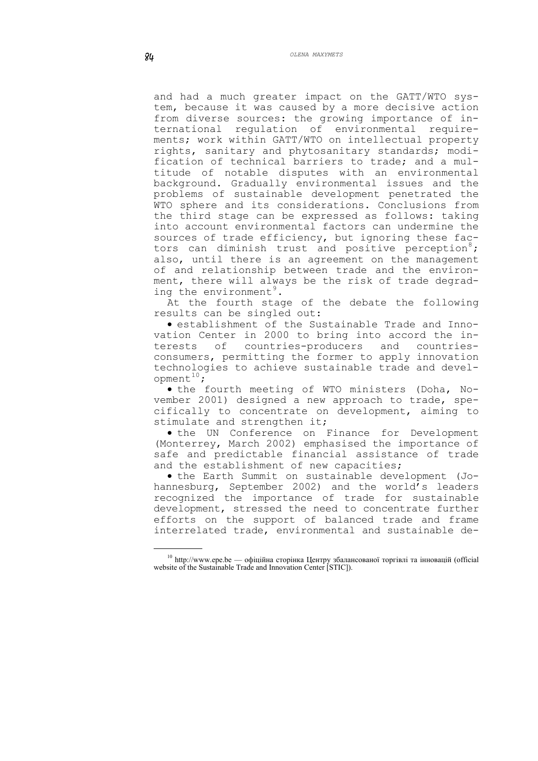and had a much greater impact on the GATT/WTO system, because it was caused by a more decisive action from diverse sources: the growing importance of international regulation of environmental requirements; work within GATT/WTO on intellectual property rights, sanitary and phytosanitary standards; modification of technical barriers to trade; and a multitude of notable disputes with an environmental background. Gradually environmental issues and the problems of sustainable development penetrated the WTO sphere and its considerations. Conclusions from the third stage can be expressed as follows: taking into account environmental factors can undermine the sources of trade efficiency, but ignoring these factors can diminish trust and positive perception[8]; also, until there is an agreement on the management of and relationship between trade and the environment, there will always be the risk of trade degrading the environment[9].

At the fourth stage of the debate the following results can be singled out:

- establishment of the Sustainable Trade and Innovation Center in 2000 to bring into accord the interests of countries-producers and countries-consumers, permitting the former to apply innovation technologies to achieve sustainable trade and development[10];
- the fourth meeting of WTO ministers (Doha, November 2001) designed a new approach to trade, specifically to concentrate on development, aiming to stimulate and strengthen it;
- the UN Conference on Finance for Development (Monterrey, March 2002) emphasised the importance of safe and predictable financial assistance of trade and the establishment of new capacities;
- the Earth Summit on sustainable development (Johannesburg, September 2002) and the world's leaders recognized the importance of trade for sustainable development, stressed the need to concentrate further efforts on the support of balanced trade and frame interrelated trade, environmental and sustainable de-

---

[10] http://www.epe.be — офіційна сторінка Центру збалансованої торгівлі та інновацій (official website of the Sustainable Trade and Innovation Center [STIC]).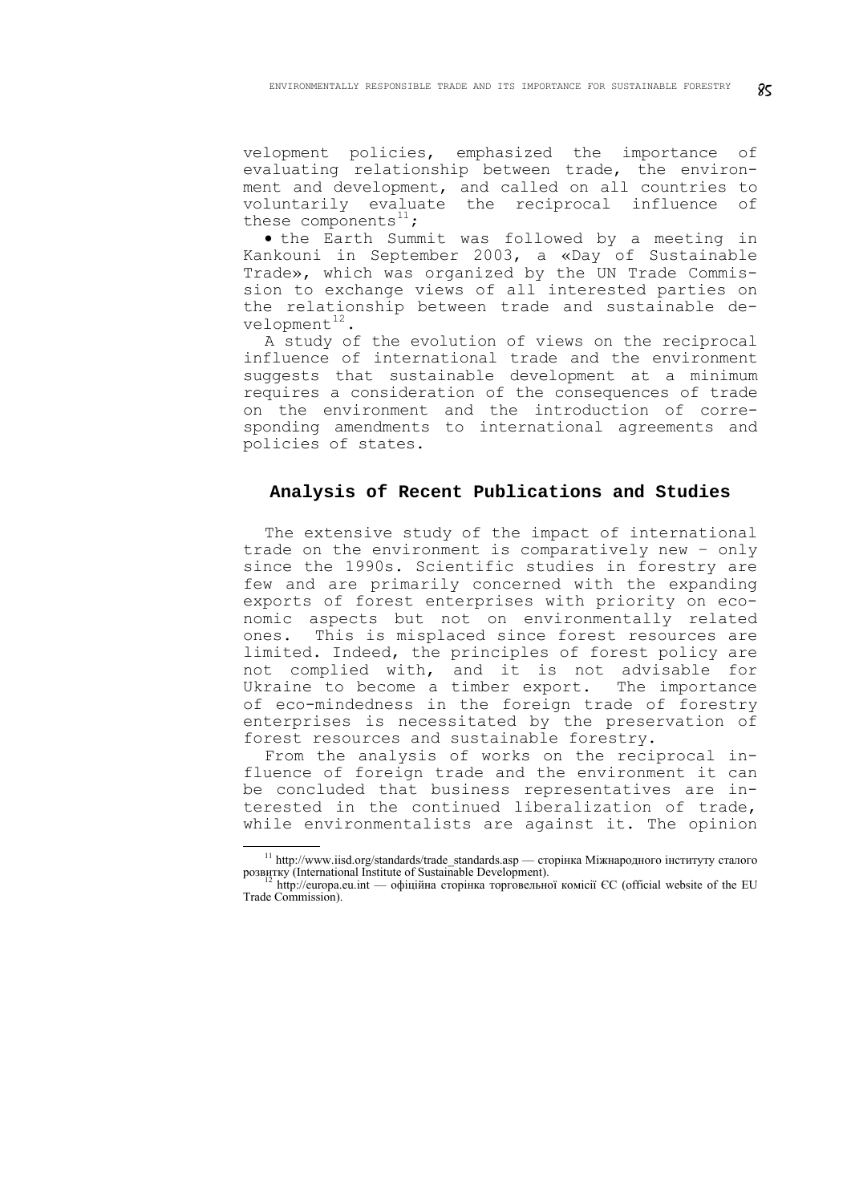velopment policies, emphasized the importance of evaluating relationship between trade, the environment and development, and called on all countries to voluntarily evaluate the reciprocal influence of these components[11];

- the Earth Summit was followed by a meeting in Kankouni in September 2003, a «Day of Sustainable Trade», which was organized by the UN Trade Commission to exchange views of all interested parties on the relationship between trade and sustainable development[12].

A study of the evolution of views on the reciprocal influence of international trade and the environment suggests that sustainable development at a minimum requires a consideration of the consequences of trade on the environment and the introduction of corresponding amendments to international agreements and policies of states.

## Analysis of Recent Publications and Studies

The extensive study of the impact of international trade on the environment is comparatively new – only since the 1990s. Scientific studies in forestry are few and are primarily concerned with the expanding exports of forest enterprises with priority on economic aspects but not on environmentally related ones. This is misplaced since forest resources are limited. Indeed, the principles of forest policy are not complied with, and it is not advisable for Ukraine to become a timber export. The importance of eco-mindedness in the foreign trade of forestry enterprises is necessitated by the preservation of forest resources and sustainable forestry.

From the analysis of works on the reciprocal influence of foreign trade and the environment it can be concluded that business representatives are interested in the continued liberalization of trade, while environmentalists are against it. The opinion

---

[11] http://www.iisd.org/standards/trade_standards.asp — сторінка Міжнародного інституту сталого розвитку (International Institute of Sustainable Development).

[12] http://europa.eu.int — офіційна сторінка торговельної комісії ЄС (official website of the EU Trade Commission).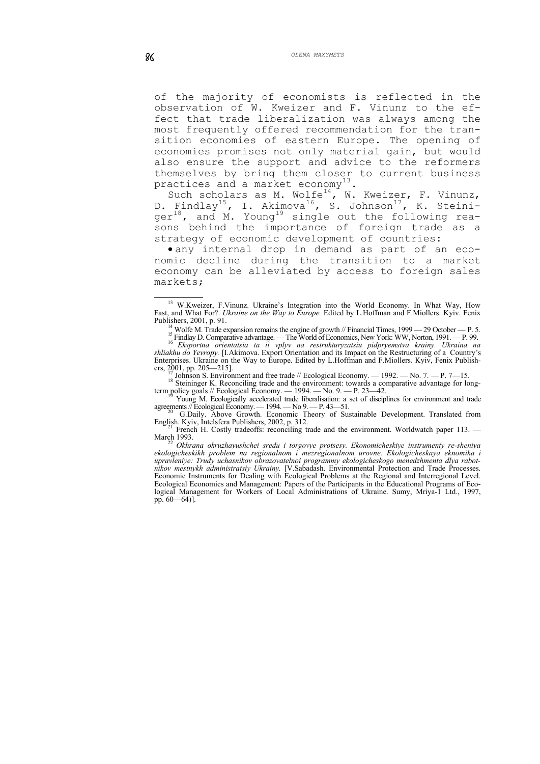of the majority of economists is reflected in the observation of W. Kweizer and F. Vinunz to the effect that trade liberalization was always among the most frequently offered recommendation for the transition economies of eastern Europe. The opening of economies promises not only material gain, but would also ensure the support and advice to the reformers themselves by bring them closer to current business practices and a market economy[13].

Such scholars as M. Wolfe[14], W. Kweizer, F. Vinunz, D. Findlay[15], I. Akimova[16], S. Johnson[17], K. Steiniger[18], and M. Young[19] single out the following reasons behind the importance of foreign trade as a strategy of economic development of countries:

- any internal drop in demand as part of an economic decline during the transition to a market economy can be alleviated by access to foreign sales markets;

---

[13] W.Kweizer, F.Vinunz. Ukraine's Integration into the World Economy. In What Way, How Fast, and What For?. *Ukraine on the Way to Europe.* Edited by L.Hoffman and F.Miollers. Kyiv. Fenix Publishers, 2001, p. 91.

[14] Wolfe M. Trade expansion remains the engine of growth // Financial Times, 1999 — 29 October — P. 5.

[15] Findlay D. Comparative advantage. — The World of Economics, New York: WW, Norton, 1991. — P. 99.

[16] *Eksportna orientatsia ta ii vplyv na restrukturyzatsiu pidpryemstva krainy. Ukraina na shliakhu do Yevropy.* [I.Akimova. Export Orientation and its Impact on the Restructuring of a Country's Enterprises. Ukraine on the Way to Europe. Edited by L.Hoffman and F.Miollers. Kyiv, Fenix Publishers, 2001, pp. 205—215].

[17] Johnson S. Environment and free trade // Ecological Economy. — 1992. — No. 7. — P. 7—15.

[18] Steininger K. Reconciling trade and the environment: towards a comparative advantage for long-term policy goals // Ecological Economy. — 1994. — No. 9. — P. 23—42.

[19] Young M. Ecologically accelerated trade liberalisation: a set of disciplines for environment and trade agreements // Ecological Economy. — 1994. — No 9. — P. 43—51.

[20] G.Daily. Above Growth. Economic Theory of Sustainable Development. Translated from English. Kyiv, Intelsfera Publishers, 2002, p. 312.

[21] French H. Costly tradeoffs: reconciling trade and the environment. Worldwatch paper 113. — March 1993.

[22] *Okhrana okruzhayushchei sredu i torgovye protsesy. Ekonomicheskiye instrumenty re-sheniya ekologicheskikh problem na regionalnom i mezregionalnom urovne. Ekologicheskaya eknomika i upravleniye: Trudy uchasnikov obrazovatelnoi programmy ekologicheskogo menedzhmenta dlya rabotnikov mestnykh administratsiy Ukrainy.* [V.Sabadash. Environmental Protection and Trade Processes. Economic Instruments for Dealing with Ecological Problems at the Regional and Interregional Level. Ecological Economics and Management: Papers of the Participants in the Educational Programs of Ecological Management for Workers of Local Administrations of Ukraine. Sumy, Mriya-1 Ltd., 1997, pp. 60—64)].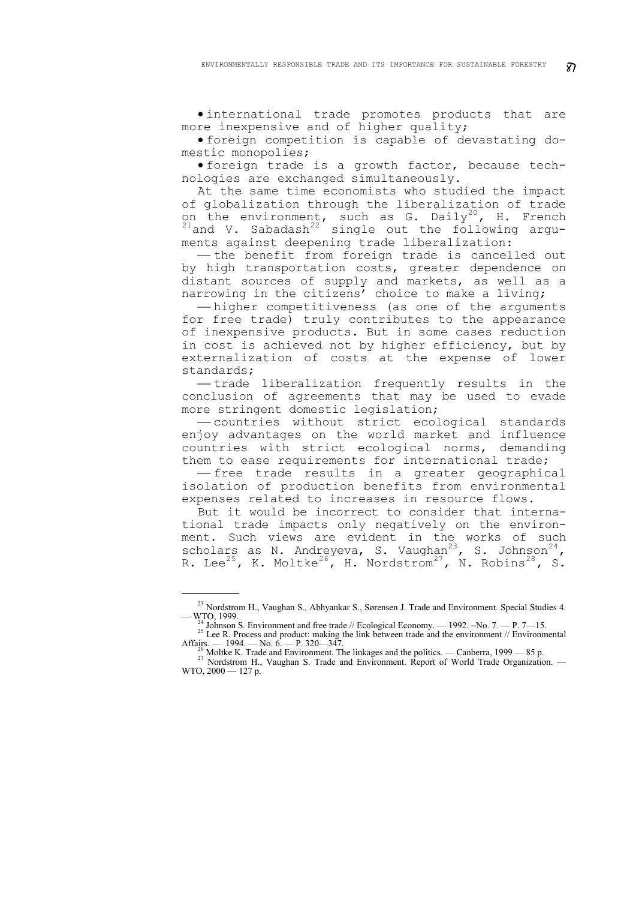- international trade promotes products that are more inexpensive and of higher quality;
- foreign competition is capable of devastating domestic monopolies;
- foreign trade is a growth factor, because technologies are exchanged simultaneously.

At the same time economists who studied the impact of globalization through the liberalization of trade on the environment, such as G. Daily[20], H. French[21] and V. Sabadash[22] single out the following arguments against deepening trade liberalization:

— the benefit from foreign trade is cancelled out by high transportation costs, greater dependence on distant sources of supply and markets, as well as a narrowing in the citizens' choice to make a living;

— higher competitiveness (as one of the arguments for free trade) truly contributes to the appearance of inexpensive products. But in some cases reduction in cost is achieved not by higher efficiency, but by externalization of costs at the expense of lower standards;

— trade liberalization frequently results in the conclusion of agreements that may be used to evade more stringent domestic legislation;

— countries without strict ecological standards enjoy advantages on the world market and influence countries with strict ecological norms, demanding them to ease requirements for international trade;

— free trade results in a greater geographical isolation of production benefits from environmental expenses related to increases in resource flows.

But it would be incorrect to consider that international trade impacts only negatively on the environment. Such views are evident in the works of such scholars as N. Andreyeva, S. Vaughan[23], S. Johnson[24], R. Lee[25], K. Moltke[26], H. Nordstrom[27], N. Robins[28], S.

---

[23] Nordstrom H., Vaughan S., Abhyankar S., Sørensen J. Trade and Environment. Special Studies 4. — WTO, 1999.

[24] Johnson S. Environment and free trade // Ecological Economy. — 1992. –No. 7. — P. 7—15.

[25] Lee R. Process and product: making the link between trade and the environment // Environmental Affairs. — 1994. — No. 6. — P. 320—347.

[26] Moltke K. Trade and Environment. The linkages and the politics. — Canberra, 1999 — 85 p.

[27] Nordstrom H., Vaughan S. Trade and Environment. Report of World Trade Organization. — WTO, 2000 — 127 p.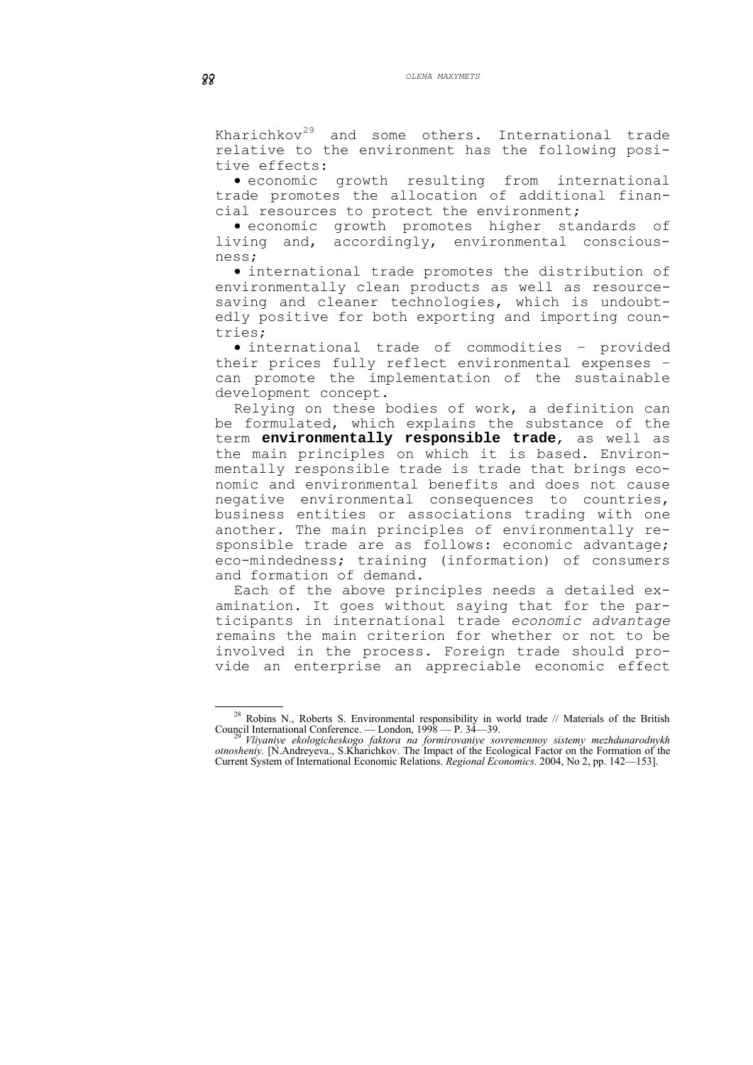Kharichkov[29] and some others. International trade relative to the environment has the following positive effects:

- economic growth resulting from international trade promotes the allocation of additional financial resources to protect the environment;
- economic growth promotes higher standards of living and, accordingly, environmental consciousness;
- international trade promotes the distribution of environmentally clean products as well as resource-saving and cleaner technologies, which is undoubtedly positive for both exporting and importing countries;
- international trade of commodities – provided their prices fully reflect environmental expenses – can promote the implementation of the sustainable development concept.

Relying on these bodies of work, a definition can be formulated, which explains the substance of the term **environmentally responsible trade**, as well as the main principles on which it is based. Environmentally responsible trade is trade that brings economic and environmental benefits and does not cause negative environmental consequences to countries, business entities or associations trading with one another. The main principles of environmentally responsible trade are as follows: economic advantage; eco-mindedness; training (information) of consumers and formation of demand.

Each of the above principles needs a detailed examination. It goes without saying that for the participants in international trade *economic advantage* remains the main criterion for whether or not to be involved in the process. Foreign trade should provide an enterprise an appreciable economic effect

---

[28] Robins N., Roberts S. Environmental responsibility in world trade // Materials of the British Council International Conference. — London, 1998 — P. 34—39.

[29] *Vliyaniye ekologicheskogo faktora na formirovaniye sovremennoy sistemy mezhdunarodnykh otnosheniy.* [N.Andreyeva., S.Kharichkov. The Impact of the Ecological Factor on the Formation of the Current System of International Economic Relations. *Regional Economics.* 2004, No 2, pp. 142—153].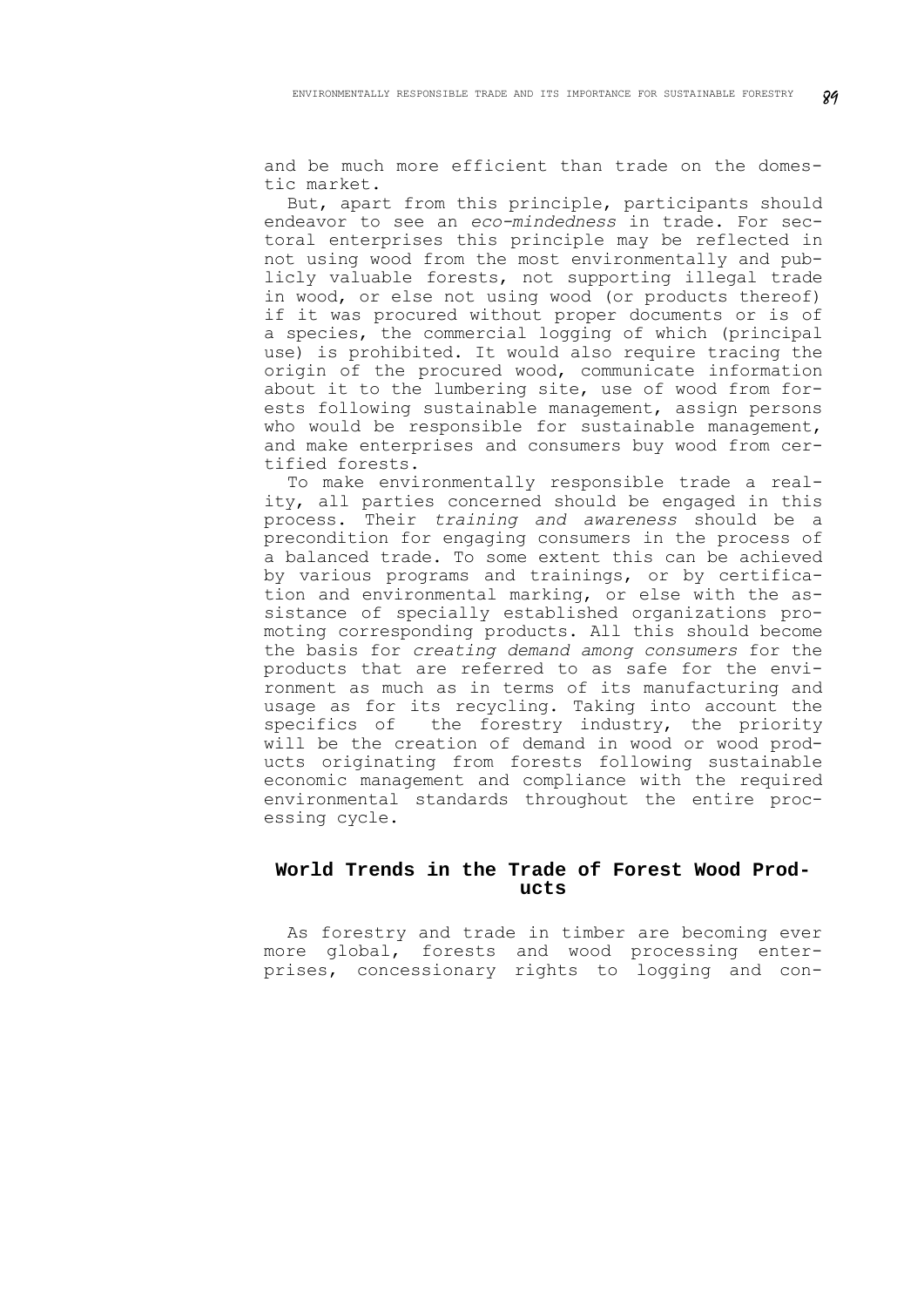and be much more efficient than trade on the domestic market.

But, apart from this principle, participants should endeavor to see an *eco-mindedness* in trade. For sectoral enterprises this principle may be reflected in not using wood from the most environmentally and publicly valuable forests, not supporting illegal trade in wood, or else not using wood (or products thereof) if it was procured without proper documents or is of a species, the commercial logging of which (principal use) is prohibited. It would also require tracing the origin of the procured wood, communicate information about it to the lumbering site, use of wood from forests following sustainable management, assign persons who would be responsible for sustainable management, and make enterprises and consumers buy wood from certified forests.

To make environmentally responsible trade a reality, all parties concerned should be engaged in this process. Their *training and awareness* should be a precondition for engaging consumers in the process of a balanced trade. To some extent this can be achieved by various programs and trainings, or by certification and environmental marking, or else with the assistance of specially established organizations promoting corresponding products. All this should become the basis for *creating demand among consumers* for the products that are referred to as safe for the environment as much as in terms of its manufacturing and usage as for its recycling. Taking into account the specifics of the forestry industry, the priority will be the creation of demand in wood or wood products originating from forests following sustainable economic management and compliance with the required environmental standards throughout the entire processing cycle.

## World Trends in the Trade of Forest Wood Products

As forestry and trade in timber are becoming ever more global, forests and wood processing enterprises, concessionary rights to logging and con-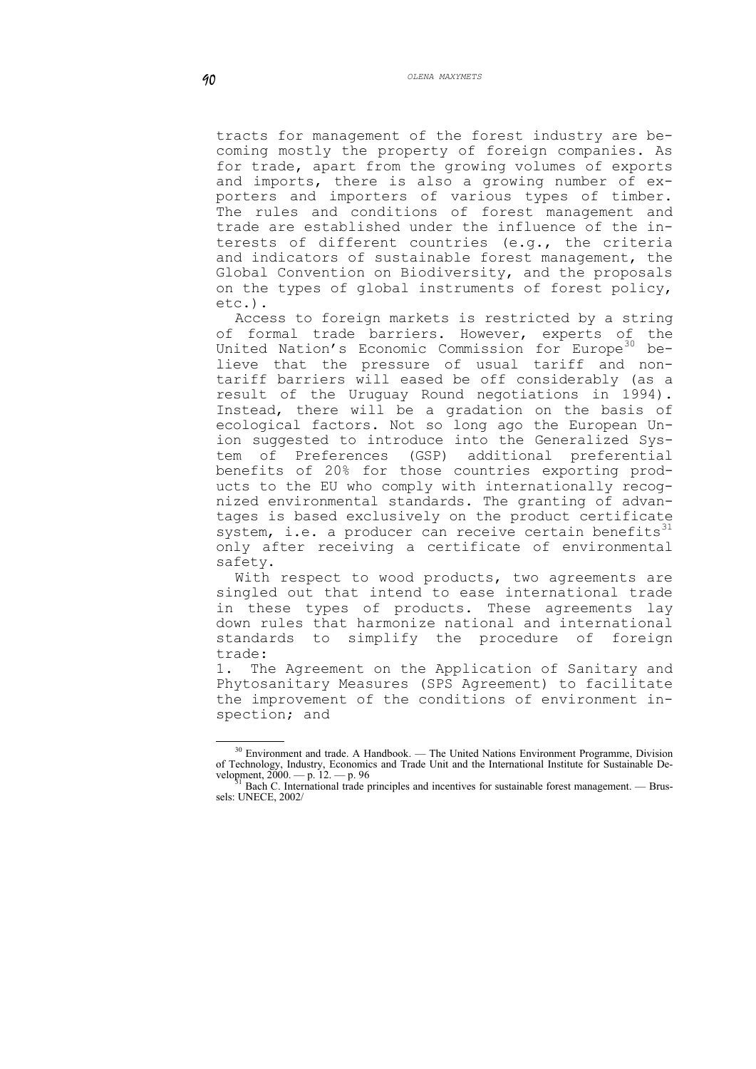tracts for management of the forest industry are becoming mostly the property of foreign companies. As for trade, apart from the growing volumes of exports and imports, there is also a growing number of exporters and importers of various types of timber. The rules and conditions of forest management and trade are established under the influence of the interests of different countries (e.g., the criteria and indicators of sustainable forest management, the Global Convention on Biodiversity, and the proposals on the types of global instruments of forest policy, etc.).

Access to foreign markets is restricted by a string of formal trade barriers. However, experts of the United Nation's Economic Commission for Europe[30] believe that the pressure of usual tariff and non-tariff barriers will eased be off considerably (as a result of the Uruguay Round negotiations in 1994). Instead, there will be a gradation on the basis of ecological factors. Not so long ago the European Union suggested to introduce into the Generalized System of Preferences (GSP) additional preferential benefits of 20% for those countries exporting products to the EU who comply with internationally recognized environmental standards. The granting of advantages is based exclusively on the product certificate system, i.e. a producer can receive certain benefits[31] only after receiving a certificate of environmental safety.

With respect to wood products, two agreements are singled out that intend to ease international trade in these types of products. These agreements lay down rules that harmonize national and international standards to simplify the procedure of foreign trade:

1. The Agreement on the Application of Sanitary and Phytosanitary Measures (SPS Agreement) to facilitate the improvement of the conditions of environment inspection; and

---

[30] Environment and trade. A Handbook. — The United Nations Environment Programme, Division of Technology, Industry, Economics and Trade Unit and the International Institute for Sustainable Development, 2000. — p. 12. — p. 96

[31] Bach C. International trade principles and incentives for sustainable forest management. — Brussels: UNECE, 2002/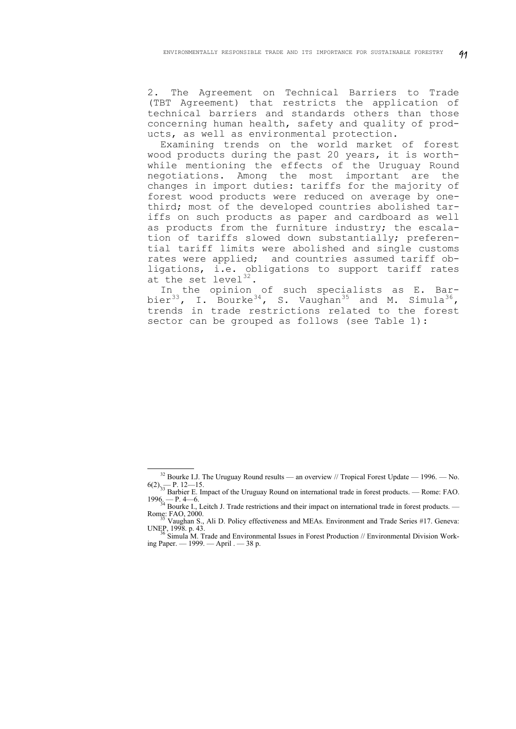2. The Agreement on Technical Barriers to Trade (TBT Agreement) that restricts the application of technical barriers and standards others than those concerning human health, safety and quality of products, as well as environmental protection.

Examining trends on the world market of forest wood products during the past 20 years, it is worthwhile mentioning the effects of the Uruguay Round negotiations. Among the most important are the changes in import duties: tariffs for the majority of forest wood products were reduced on average by one-third; most of the developed countries abolished tariffs on such products as paper and cardboard as well as products from the furniture industry; the escalation of tariffs slowed down substantially; preferential tariff limits were abolished and single customs rates were applied; and countries assumed tariff obligations, i.e. obligations to support tariff rates at the set level[32].

In the opinion of such specialists as E. Barbier[33], I. Bourke[34], S. Vaughan[35] and M. Simula[36], trends in trade restrictions related to the forest sector can be grouped as follows (see Table 1):

---

[32] Bourke I.J. The Uruguay Round results — an overview // Tropical Forest Update — 1996. — No. 6(2). — P. 12—15.

[33] Barbier E. Impact of the Uruguay Round on international trade in forest products. — Rome: FAO. 1996. — P. 4—6.

[34] Bourke I., Leitch J. Trade restrictions and their impact on international trade in forest products. — Rome: FAO, 2000.

[35] Vaughan S., Ali D. Policy effectiveness and MEAs. Environment and Trade Series #17. Geneva: UNEP, 1998. p. 43.

[36] Simula M. Trade and Environmental Issues in Forest Production // Environmental Division Working Paper. — 1999. — April . — 38 p.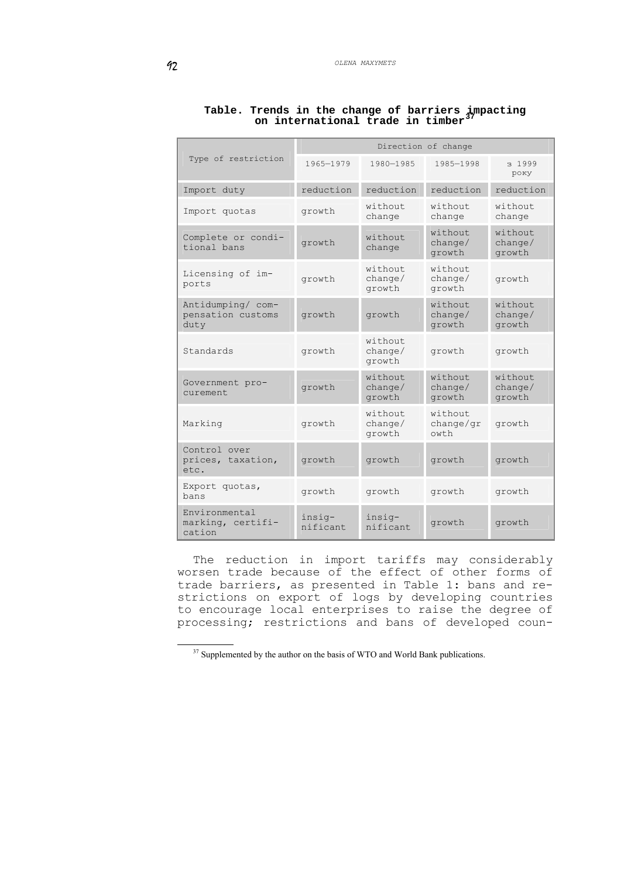**Table. Trends in the change of barriers impacting on international trade in timber**[37]

| Type of restriction | Direction of change | | | |
|---|---|---|---|---|
| | 1965—1979 | 1980—1985 | 1985—1998 | з 1999 року |
| Import duty | reduction | reduction | reduction | reduction |
| Import quotas | growth | without change | without change | without change |
| Complete or conditional bans | growth | without change | without change/ growth | without change/ growth |
| Licensing of imports | growth | without change/ growth | without change/ growth | growth |
| Antidumping/ compensation customs duty | growth | growth | without change/ growth | without change/ growth |
| Standards | growth | without change/ growth | growth | growth |
| Government procurement | growth | without change/ growth | without change/ growth | without change/ growth |
| Marking | growth | without change/ growth | without change/growth | growth |
| Control over prices, taxation, etc. | growth | growth | growth | growth |
| Export quotas, bans | growth | growth | growth | growth |
| Environmental marking, certification | insignificant | insignificant | growth | growth |

The reduction in import tariffs may considerably worsen trade because of the effect of other forms of trade barriers, as presented in Table 1: bans and restrictions on export of logs by developing countries to encourage local enterprises to raise the degree of processing; restrictions and bans of developed coun-

[37] Supplemented by the author on the basis of WTO and World Bank publications.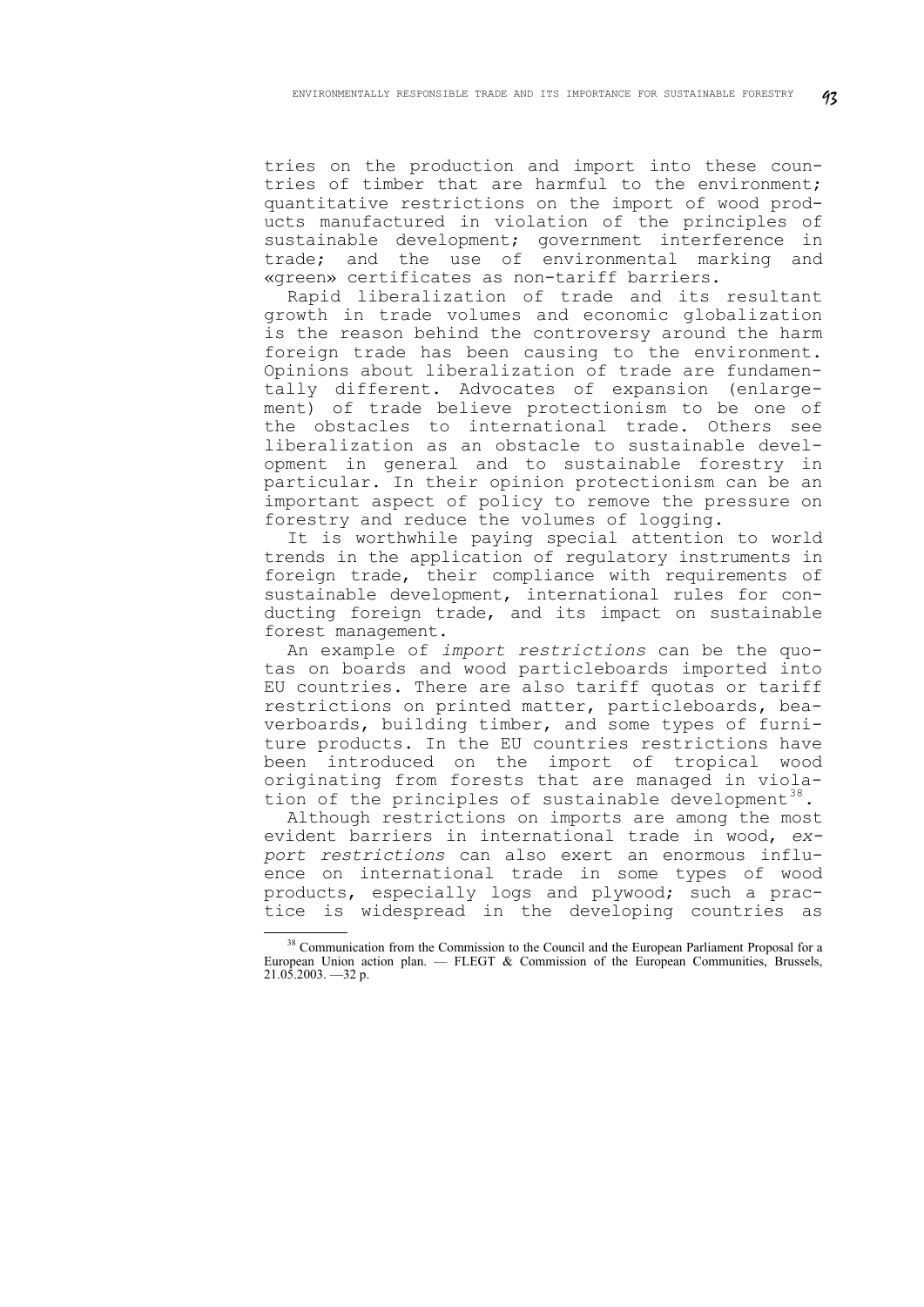tries on the production and import into these countries of timber that are harmful to the environment; quantitative restrictions on the import of wood products manufactured in violation of the principles of sustainable development; government interference in trade; and the use of environmental marking and «green» certificates as non-tariff barriers.

Rapid liberalization of trade and its resultant growth in trade volumes and economic globalization is the reason behind the controversy around the harm foreign trade has been causing to the environment. Opinions about liberalization of trade are fundamentally different. Advocates of expansion (enlargement) of trade believe protectionism to be one of the obstacles to international trade. Others see liberalization as an obstacle to sustainable development in general and to sustainable forestry in particular. In their opinion protectionism can be an important aspect of policy to remove the pressure on forestry and reduce the volumes of logging.

It is worthwhile paying special attention to world trends in the application of regulatory instruments in foreign trade, their compliance with requirements of sustainable development, international rules for conducting foreign trade, and its impact on sustainable forest management.

An example of *import restrictions* can be the quotas on boards and wood particleboards imported into EU countries. There are also tariff quotas or tariff restrictions on printed matter, particleboards, beaverboards, building timber, and some types of furniture products. In the EU countries restrictions have been introduced on the import of tropical wood originating from forests that are managed in violation of the principles of sustainable development[38].

Although restrictions on imports are among the most evident barriers in international trade in wood, *export restrictions* can also exert an enormous influence on international trade in some types of wood products, especially logs and plywood; such a practice is widespread in the developing countries as

[38] Communication from the Commission to the Council and the European Parliament Proposal for a European Union action plan. — FLEGT & Commission of the European Communities, Brussels, 21.05.2003. —32 p.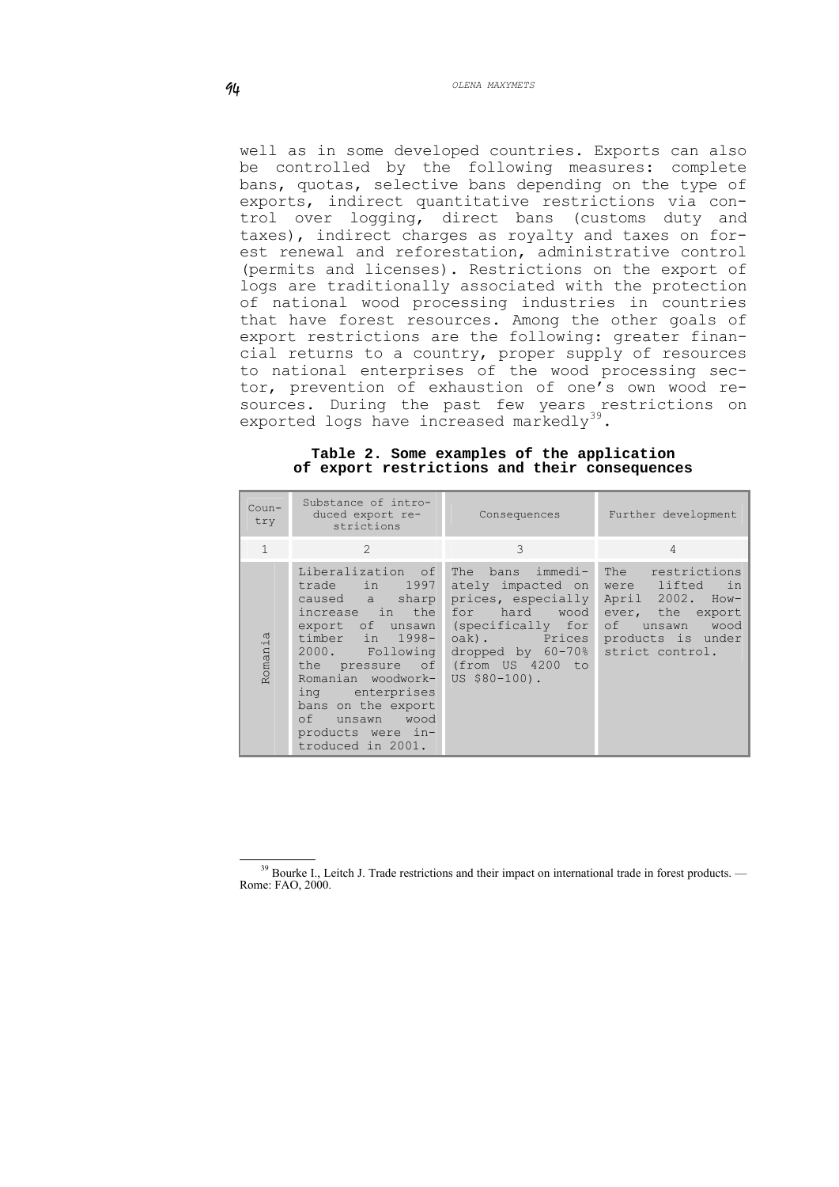well as in some developed countries. Exports can also be controlled by the following measures: complete bans, quotas, selective bans depending on the type of exports, indirect quantitative restrictions via control over logging, direct bans (customs duty and taxes), indirect charges as royalty and taxes on forest renewal and reforestation, administrative control (permits and licenses). Restrictions on the export of logs are traditionally associated with the protection of national wood processing industries in countries that have forest resources. Among the other goals of export restrictions are the following: greater financial returns to a country, proper supply of resources to national enterprises of the wood processing sector, prevention of exhaustion of one's own wood resources. During the past few years restrictions on exported logs have increased markedly[39].

**Table 2. Some examples of the application of export restrictions and their consequences**

| Country | Substance of introduced export restrictions | Consequences | Further development |
|---|---|---|---|
| 1 | 2 | 3 | 4 |
| Romania | Liberalization of trade in 1997 caused a sharp increase in the export of unsawn timber in 1998-2000. Following the pressure of Romanian woodworking enterprises bans on the export of unsawn wood products were introduced in 2001. | The bans immediately impacted on prices, especially for hard wood (specifically for oak). Prices dropped by 60-70% (from US 4200 to US $80-100). | The restrictions were lifted in April 2002. However, the export of unsawn wood products is under strict control. |

[39] Bourke I., Leitch J. Trade restrictions and their impact on international trade in forest products. — Rome: FAO, 2000.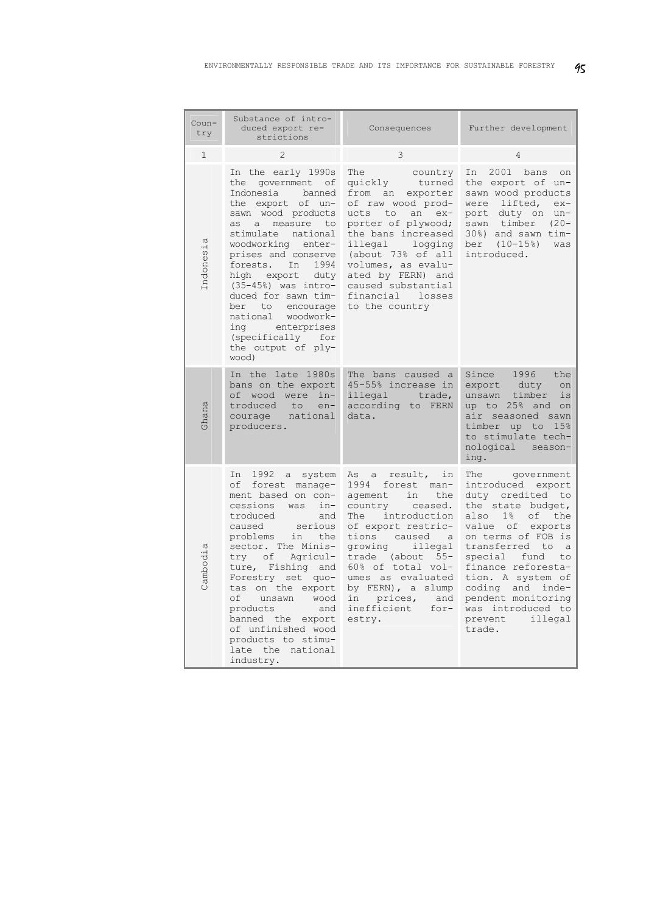| Country | Substance of introduced export restrictions | Consequences | Further development |
|---|---|---|---|
| 1 | 2 | 3 | 4 |
| Indonesia | In the early 1990s the government of Indonesia banned the export of unsawn wood products as a measure to stimulate national woodworking enterprises and conserve forests. In 1994 high export duty (35–45%) was introduced for sawn timber to encourage national woodworking enterprises (specifically for the output of plywood) | The country quickly turned from an exporter of raw wood products to an exporter of plywood; the bans increased illegal logging (about 73% of all volumes, as evaluated by FERN) and caused substantial financial losses to the country | In 2001 bans on the export of unsawn wood products were lifted, export duty on unsawn timber (20–30%) and sawn timber (10–15%) was introduced. |
| Ghana | In the late 1980s bans on the export of wood were introduced to encourage national producers. | The bans caused a 45–55% increase in illegal trade, according to FERN data. | Since 1996 the export duty on unsawn timber is up to 25% and on air seasoned sawn timber up to 15% to stimulate technological seasoning. |
| Cambodia | In 1992 a system of forest management based on concessions was introduced and caused serious problems in the sector. The Ministry of Agriculture, Fishing and Forestry set quotas on the export of unsawn wood products and banned the export of unfinished wood products to stimulate the national industry. | As a result, in 1994 forest management in the country ceased. The introduction of export restrictions caused a growing illegal trade (about 55–60% of total volumes as evaluated by FERN), a slump in prices, and inefficient forestry. | The government introduced export duty credited to the state budget, also 1% of the value of exports on terms of FOB is transferred to a special fund to finance reforestation. A system of coding and independent monitoring was introduced to prevent illegal trade. |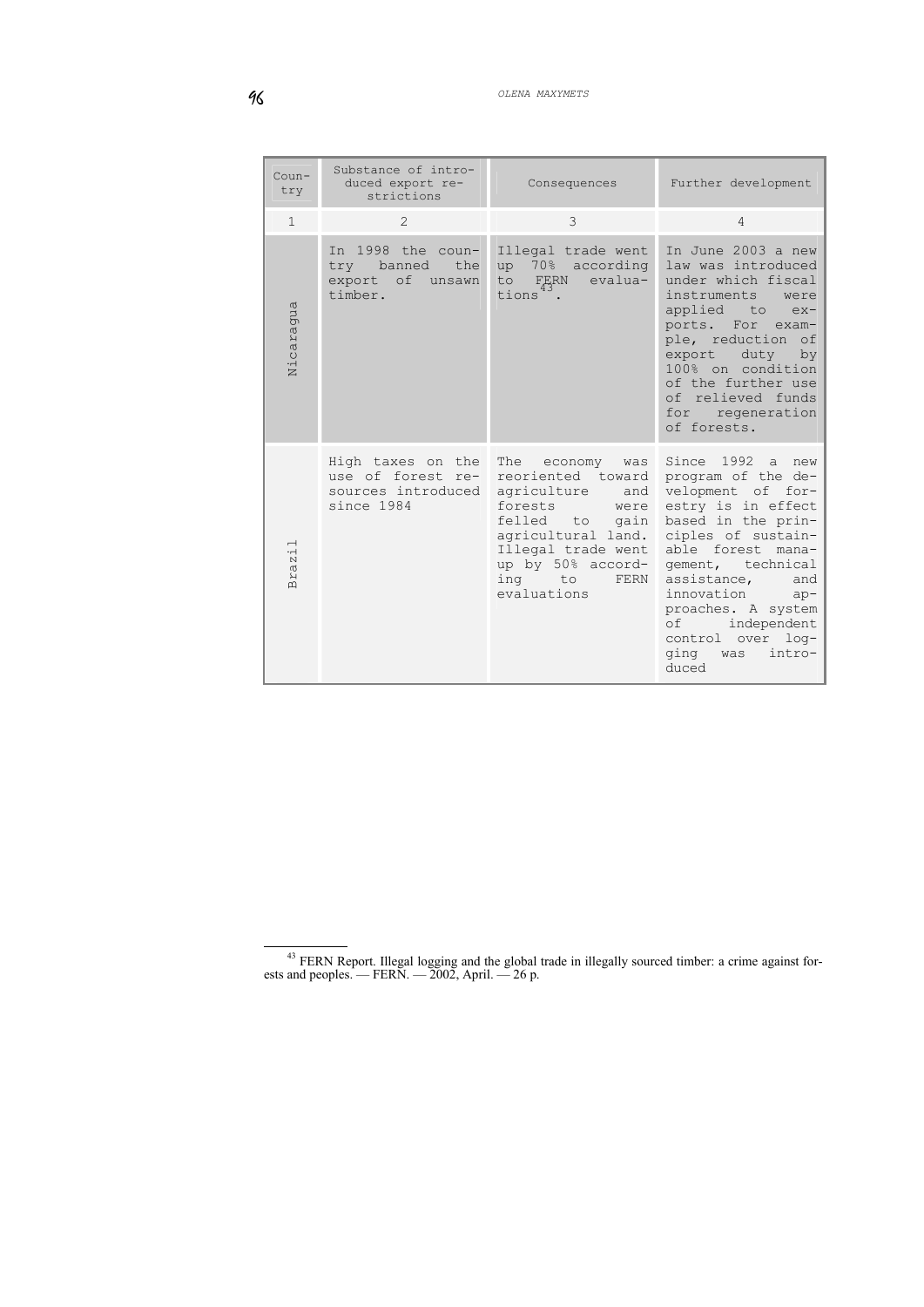| Country | Substance of introduced export restrictions | Consequences | Further development |
|---|---|---|---|
| 1 | 2 | 3 | 4 |
| Nicaragua | In 1998 the country banned the export of unsawn timber. | Illegal trade went up 70% according to FERN evaluations[43]. | In June 2003 a new law was introduced under which fiscal instruments were applied to exports. For example, reduction of export duty by 100% on condition of the further use of relieved funds for regeneration of forests. |
| Brazil | High taxes on the use of forest resources introduced since 1984 | The economy was reoriented toward agriculture and forests were felled to gain agricultural land. Illegal trade went up by 50% according to FERN evaluations | Since 1992 a new program of the development of forestry is in effect based in the principles of sustainable forest management, technical assistance, and innovation approaches. A system of independent control over logging was introduced |

[43] FERN Report. Illegal logging and the global trade in illegally sourced timber: a crime against forests and peoples. — FERN. — 2002, April. — 26 p.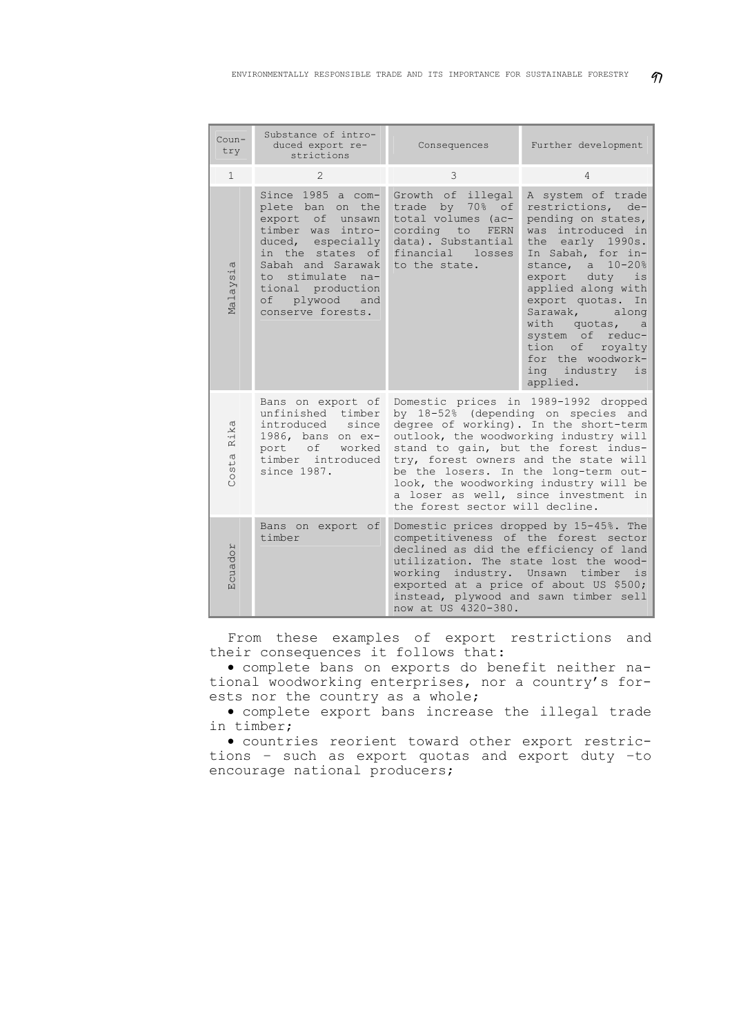| Country | Substance of introduced export restrictions | Consequences | Further development |
|---|---|---|---|
| 1 | 2 | 3 | 4 |
| Malaysia | Since 1985 a complete ban on the export of unsawn timber was introduced, especially in the states of Sabah and Sarawak to stimulate national production of plywood and conserve forests. | Growth of illegal trade by 70% of total volumes (according to FERN data). Substantial financial losses to the state. | A system of trade restrictions, depending on states, was introduced in the early 1990s. In Sabah, for instance, a 10-20% export duty is applied along with export quotas. In Sarawak, along with quotas, a system of reduction of royalty for the woodworking industry is applied. |
| Costa Rika | Bans on export of unfinished timber introduced since 1986, bans on export of worked timber introduced since 1987. | Domestic prices in 1989-1992 dropped by 18-52% (depending on species and degree of working). In the short-term outlook, the woodworking industry will stand to gain, but the forest industry, forest owners and the state will be the losers. In the long-term outlook, the woodworking industry will be a loser as well, since investment in the forest sector will decline. | |
| Ecuador | Bans on export of timber | Domestic prices dropped by 15-45%. The competitiveness of the forest sector declined as did the efficiency of land utilization. The state lost the woodworking industry. Unsawn timber is exported at a price of about US $500; instead, plywood and sawn timber sell now at US 4320-380. | |

From these examples of export restrictions and their consequences it follows that:

- complete bans on exports do benefit neither national woodworking enterprises, nor a country's forests nor the country as a whole;
- complete export bans increase the illegal trade in timber;
- countries reorient toward other export restrictions – such as export quotas and export duty –to encourage national producers;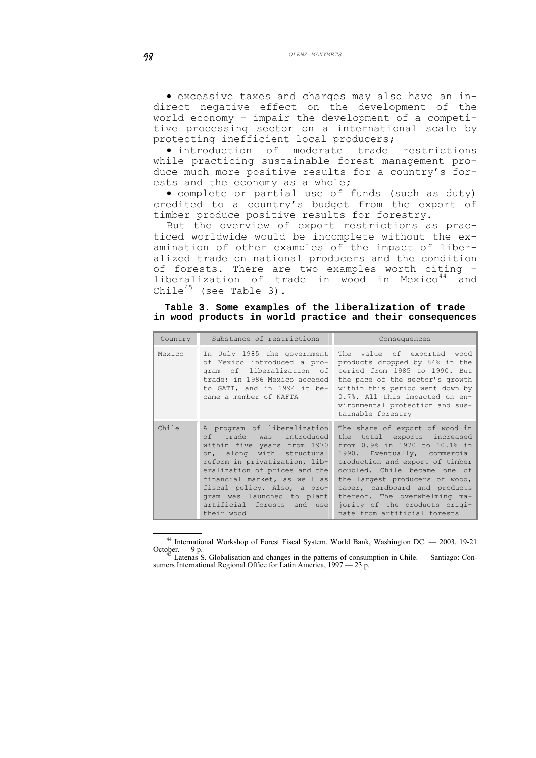- excessive taxes and charges may also have an indirect negative effect on the development of the world economy – impair the development of a competitive processing sector on a international scale by protecting inefficient local producers;
- introduction of moderate trade restrictions while practicing sustainable forest management produce much more positive results for a country's forests and the economy as a whole;
- complete or partial use of funds (such as duty) credited to a country's budget from the export of timber produce positive results for forestry.

But the overview of export restrictions as practiced worldwide would be incomplete without the examination of other examples of the impact of liberalized trade on national producers and the condition of forests. There are two examples worth citing – liberalization of trade in wood in Mexico[44] and Chile[45] (see Table 3).

**Table 3. Some examples of the liberalization of trade in wood products in world practice and their consequences**

| Country | Substance of restrictions | Consequences |
|---|---|---|
| Mexico | In July 1985 the government of Mexico introduced a program of liberalization of trade; in 1986 Mexico acceded to GATT, and in 1994 it became a member of NAFTA | The value of exported wood products dropped by 84% in the period from 1985 to 1990. But the pace of the sector's growth within this period went down by 0.7%. All this impacted on environmental protection and sustainable forestry |
| Chile | A program of liberalization of trade was introduced within five years from 1970 on, along with structural reform in privatization, liberalization of prices and the financial market, as well as fiscal policy. Also, a program was launched to plant artificial forests and use their wood | The share of export of wood in the total exports increased from 0.9% in 1970 to 10.1% in 1990. Eventually, commercial production and export of timber doubled. Chile became one of the largest producers of wood, paper, cardboard and products thereof. The overwhelming majority of the products originate from artificial forests |

[44] International Workshop of Forest Fiscal System. World Bank, Washington DC. — 2003. 19-21 October. — 9 p.

[45] Latenas S. Globalisation and changes in the patterns of consumption in Chile. — Santiago: Consumers International Regional Office for Latin America, 1997 — 23 p.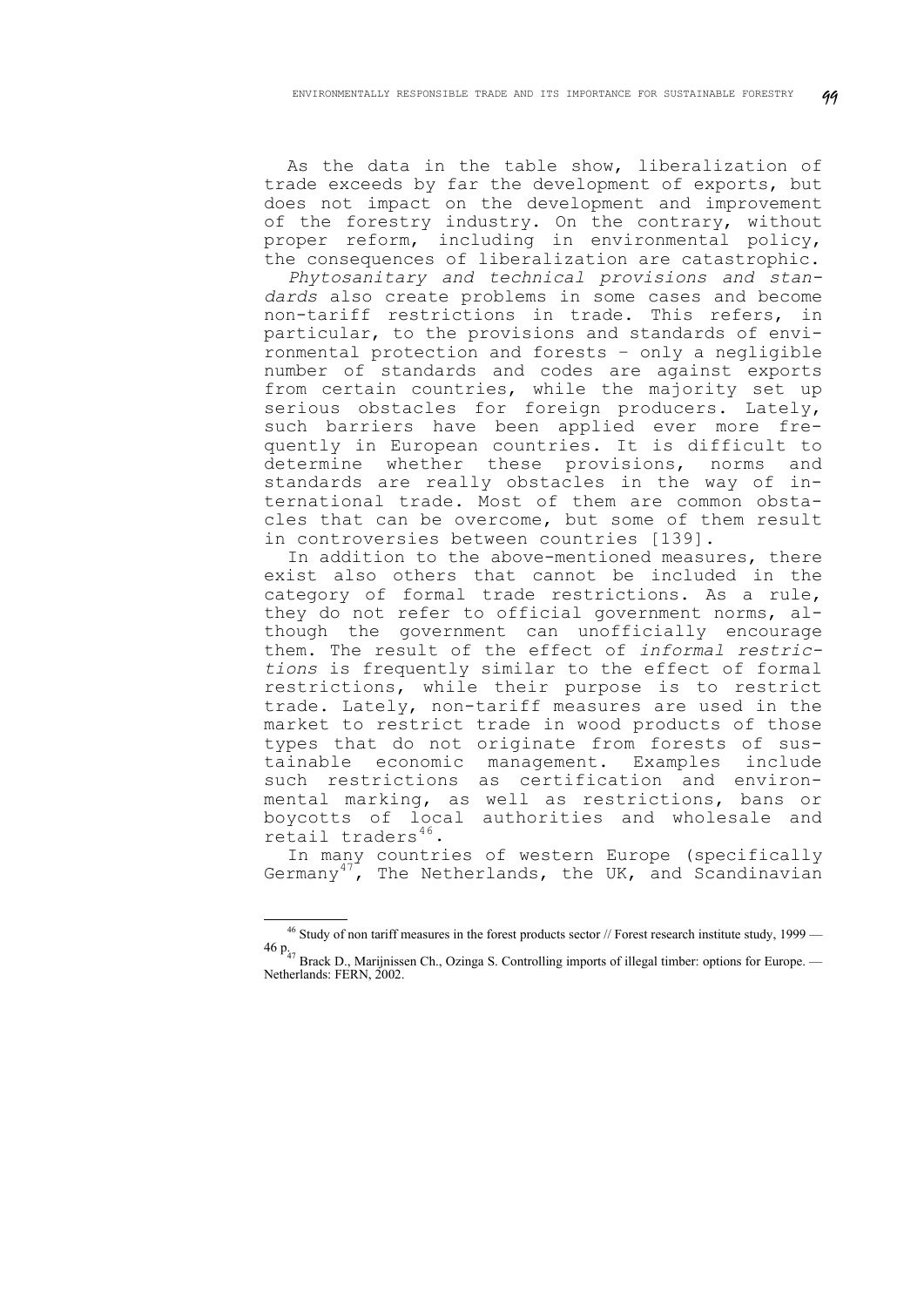As the data in the table show, liberalization of trade exceeds by far the development of exports, but does not impact on the development and improvement of the forestry industry. On the contrary, without proper reform, including in environmental policy, the consequences of liberalization are catastrophic.

*Phytosanitary and technical provisions and standards* also create problems in some cases and become non-tariff restrictions in trade. This refers, in particular, to the provisions and standards of environmental protection and forests – only a negligible number of standards and codes are against exports from certain countries, while the majority set up serious obstacles for foreign producers. Lately, such barriers have been applied ever more frequently in European countries. It is difficult to determine whether these provisions, norms and standards are really obstacles in the way of international trade. Most of them are common obstacles that can be overcome, but some of them result in controversies between countries [139].

In addition to the above-mentioned measures, there exist also others that cannot be included in the category of formal trade restrictions. As a rule, they do not refer to official government norms, although the government can unofficially encourage them. The result of the effect of *informal restrictions* is frequently similar to the effect of formal restrictions, while their purpose is to restrict trade. Lately, non-tariff measures are used in the market to restrict trade in wood products of those types that do not originate from forests of sustainable economic management. Examples include such restrictions as certification and environmental marking, as well as restrictions, bans or boycotts of local authorities and wholesale and retail traders[46].

In many countries of western Europe (specifically Germany[47], The Netherlands, the UK, and Scandinavian

---

[46] Study of non tariff measures in the forest products sector // Forest research institute study, 1999 — 46 p.

[47] Brack D., Marijnissen Ch., Ozinga S. Controlling imports of illegal timber: options for Europe. — Netherlands: FERN, 2002.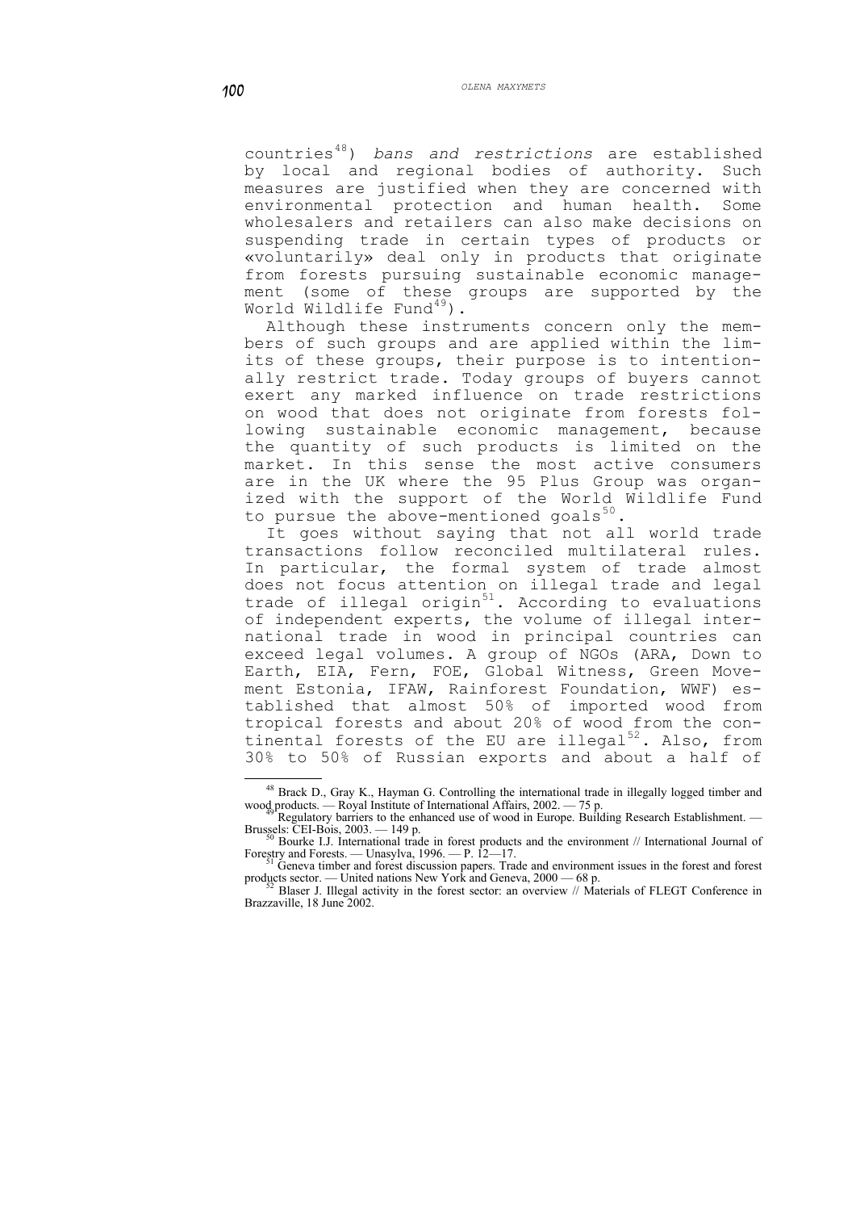countries[48]) *bans and restrictions* are established by local and regional bodies of authority. Such measures are justified when they are concerned with environmental protection and human health. Some wholesalers and retailers can also make decisions on suspending trade in certain types of products or «voluntarily» deal only in products that originate from forests pursuing sustainable economic management (some of these groups are supported by the World Wildlife Fund[49]).

Although these instruments concern only the members of such groups and are applied within the limits of these groups, their purpose is to intentionally restrict trade. Today groups of buyers cannot exert any marked influence on trade restrictions on wood that does not originate from forests following sustainable economic management, because the quantity of such products is limited on the market. In this sense the most active consumers are in the UK where the 95 Plus Group was organized with the support of the World Wildlife Fund to pursue the above-mentioned goals[50].

It goes without saying that not all world trade transactions follow reconciled multilateral rules. In particular, the formal system of trade almost does not focus attention on illegal trade and legal trade of illegal origin[51]. According to evaluations of independent experts, the volume of illegal international trade in wood in principal countries can exceed legal volumes. A group of NGOs (ARA, Down to Earth, EIA, Fern, FOE, Global Witness, Green Movement Estonia, IFAW, Rainforest Foundation, WWF) established that almost 50% of imported wood from tropical forests and about 20% of wood from the continental forests of the EU are illegal[52]. Also, from 30% to 50% of Russian exports and about a half of

---

[48] Brack D., Gray K., Hayman G. Controlling the international trade in illegally logged timber and wood products. — Royal Institute of International Affairs, 2002. — 75 p.

[49] Regulatory barriers to the enhanced use of wood in Europe. Building Research Establishment. — Brussels: CEI-Bois, 2003. — 149 p.

[50] Bourke I.J. International trade in forest products and the environment // International Journal of Forestry and Forests. — Unasylva, 1996. — P. 12—17.

[51] Geneva timber and forest discussion papers. Trade and environment issues in the forest and forest products sector. — United nations New York and Geneva, 2000 — 68 p.

[52] Blaser J. Illegal activity in the forest sector: an overview // Materials of FLEGT Conference in Brazzaville, 18 June 2002.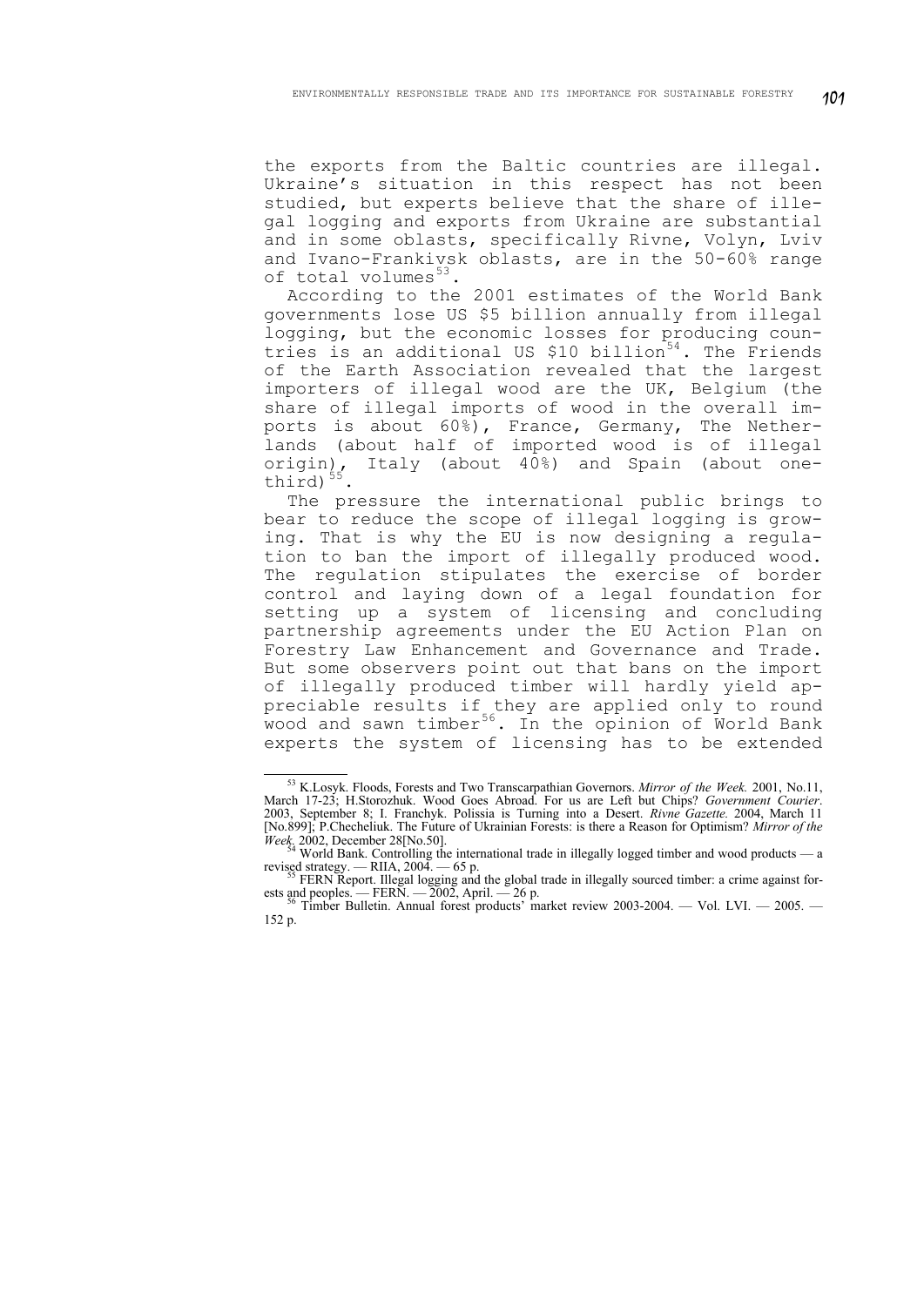the exports from the Baltic countries are illegal. Ukraine's situation in this respect has not been studied, but experts believe that the share of illegal logging and exports from Ukraine are substantial and in some oblasts, specifically Rivne, Volyn, Lviv and Ivano-Frankivsk oblasts, are in the 50-60% range of total volumes[53].

According to the 2001 estimates of the World Bank governments lose US $5 billion annually from illegal logging, but the economic losses for producing countries is an additional US $10 billion[54]. The Friends of the Earth Association revealed that the largest importers of illegal wood are the UK, Belgium (the share of illegal imports of wood in the overall imports is about 60%), France, Germany, The Netherlands (about half of imported wood is of illegal origin), Italy (about 40%) and Spain (about one-third)[55].

The pressure the international public brings to bear to reduce the scope of illegal logging is growing. That is why the EU is now designing a regulation to ban the import of illegally produced wood. The regulation stipulates the exercise of border control and laying down of a legal foundation for setting up a system of licensing and concluding partnership agreements under the EU Action Plan on Forestry Law Enhancement and Governance and Trade. But some observers point out that bans on the import of illegally produced timber will hardly yield appreciable results if they are applied only to round wood and sawn timber[56]. In the opinion of World Bank experts the system of licensing has to be extended

---

[53] K.Losyk. Floods, Forests and Two Transcarpathian Governors. *Mirror of the Week.* 2001, No.11, March 17-23; H.Storozhuk. Wood Goes Abroad. For us are Left but Chips? *Government Courier*. 2003, September 8; I. Franchyk. Polissia is Turning into a Desert. *Rivne Gazette.* 2004, March 11 [No.899]; P.Checheliuk. The Future of Ukrainian Forests: is there a Reason for Optimism? *Mirror of the Week*, 2002, December 28[No.50].

[54] World Bank. Controlling the international trade in illegally logged timber and wood products — a revised strategy. — RIIA, 2004. — 65 p.

[55] FERN Report. Illegal logging and the global trade in illegally sourced timber: a crime against forests and peoples. — FERN. — 2002, April. — 26 p.

[56] Timber Bulletin. Annual forest products' market review 2003-2004. — Vol. LVI. — 2005. — 152 p.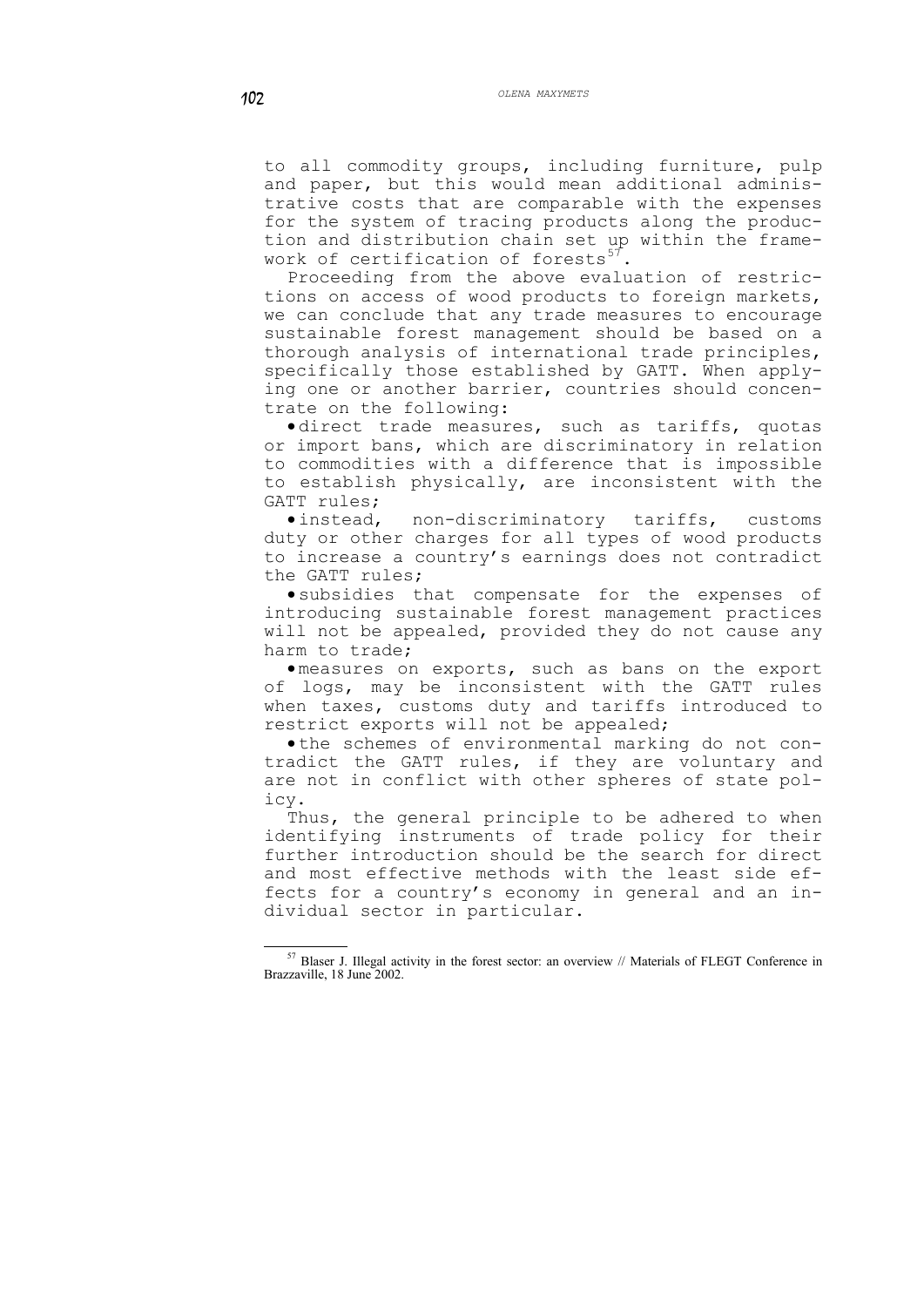to all commodity groups, including furniture, pulp and paper, but this would mean additional administrative costs that are comparable with the expenses for the system of tracing products along the production and distribution chain set up within the framework of certification of forests[57].

Proceeding from the above evaluation of restrictions on access of wood products to foreign markets, we can conclude that any trade measures to encourage sustainable forest management should be based on a thorough analysis of international trade principles, specifically those established by GATT. When applying one or another barrier, countries should concentrate on the following:

- direct trade measures, such as tariffs, quotas or import bans, which are discriminatory in relation to commodities with a difference that is impossible to establish physically, are inconsistent with the GATT rules;
- instead, non-discriminatory tariffs, customs duty or other charges for all types of wood products to increase a country's earnings does not contradict the GATT rules;
- subsidies that compensate for the expenses of introducing sustainable forest management practices will not be appealed, provided they do not cause any harm to trade;
- measures on exports, such as bans on the export of logs, may be inconsistent with the GATT rules when taxes, customs duty and tariffs introduced to restrict exports will not be appealed;
- the schemes of environmental marking do not contradict the GATT rules, if they are voluntary and are not in conflict with other spheres of state policy.

Thus, the general principle to be adhered to when identifying instruments of trade policy for their further introduction should be the search for direct and most effective methods with the least side effects for a country's economy in general and an individual sector in particular.

---

[57] Blaser J. Illegal activity in the forest sector: an overview // Materials of FLEGT Conference in Brazzaville, 18 June 2002.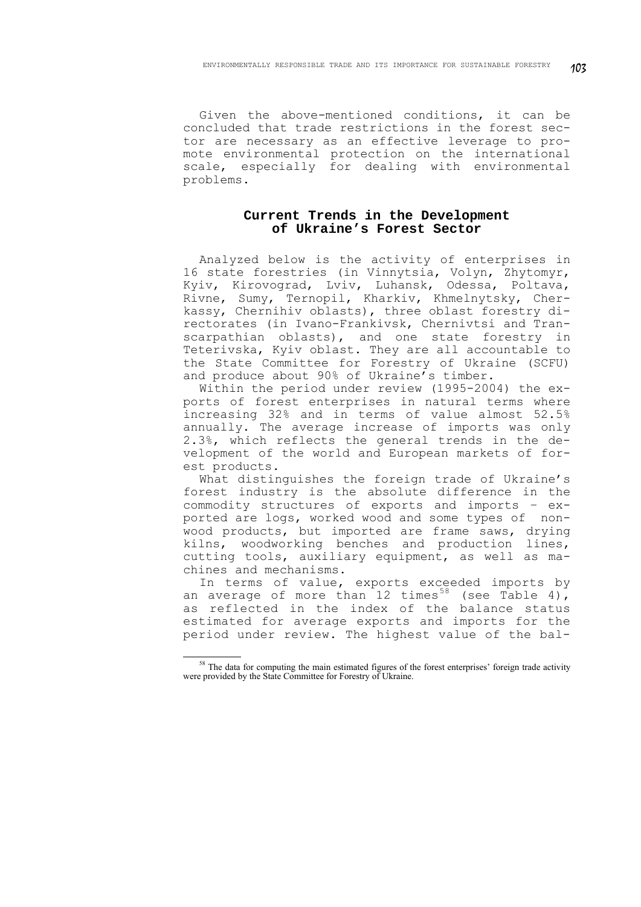Given the above-mentioned conditions, it can be concluded that trade restrictions in the forest sector are necessary as an effective leverage to promote environmental protection on the international scale, especially for dealing with environmental problems.

## Current Trends in the Development of Ukraine's Forest Sector

Analyzed below is the activity of enterprises in 16 state forestries (in Vinnytsia, Volyn, Zhytomyr, Kyiv, Kirovograd, Lviv, Luhansk, Odessa, Poltava, Rivne, Sumy, Ternopil, Kharkiv, Khmelnytsky, Cherkassy, Chernihiv oblasts), three oblast forestry directorates (in Ivano-Frankivsk, Chernivtsi and Transcarpathian oblasts), and one state forestry in Teterivska, Kyiv oblast. They are all accountable to the State Committee for Forestry of Ukraine (SCFU) and produce about 90% of Ukraine's timber.

Within the period under review (1995-2004) the exports of forest enterprises in natural terms where increasing 32% and in terms of value almost 52.5% annually. The average increase of imports was only 2.3%, which reflects the general trends in the development of the world and European markets of forest products.

What distinguishes the foreign trade of Ukraine's forest industry is the absolute difference in the commodity structures of exports and imports – exported are logs, worked wood and some types of non-wood products, but imported are frame saws, drying kilns, woodworking benches and production lines, cutting tools, auxiliary equipment, as well as machines and mechanisms.

In terms of value, exports exceeded imports by an average of more than 12 times[58] (see Table 4), as reflected in the index of the balance status estimated for average exports and imports for the period under review. The highest value of the bal-

[58] The data for computing the main estimated figures of the forest enterprises' foreign trade activity were provided by the State Committee for Forestry of Ukraine.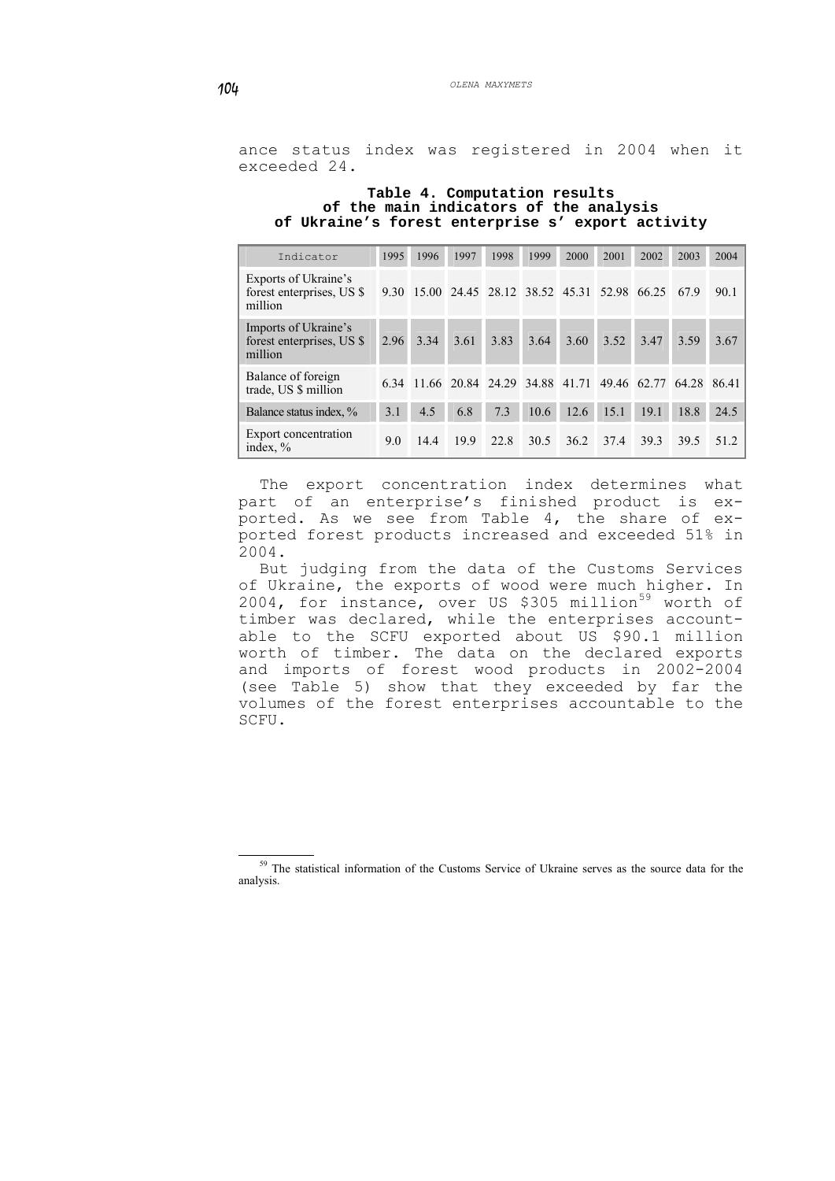ance status index was registered in 2004 when it exceeded 24.

**Table 4. Computation results of the main indicators of the analysis of Ukraine's forest enterprise s' export activity**

| Indicator | 1995 | 1996 | 1997 | 1998 | 1999 | 2000 | 2001 | 2002 | 2003 | 2004 |
|---|---|---|---|---|---|---|---|---|---|---|
| Exports of Ukraine's forest enterprises, US $ million | 9.30 | 15.00 | 24.45 | 28.12 | 38.52 | 45.31 | 52.98 | 66.25 | 67.9 | 90.1 |
| Imports of Ukraine's forest enterprises, US $ million | 2.96 | 3.34 | 3.61 | 3.83 | 3.64 | 3.60 | 3.52 | 3.47 | 3.59 | 3.67 |
| Balance of foreign trade, US $ million | 6.34 | 11.66 | 20.84 | 24.29 | 34.88 | 41.71 | 49.46 | 62.77 | 64.28 | 86.41 |
| Balance status index, % | 3.1 | 4.5 | 6.8 | 7.3 | 10.6 | 12.6 | 15.1 | 19.1 | 18.8 | 24.5 |
| Export concentration index, % | 9.0 | 14.4 | 19.9 | 22.8 | 30.5 | 36.2 | 37.4 | 39.3 | 39.5 | 51.2 |

The export concentration index determines what part of an enterprise's finished product is exported. As we see from Table 4, the share of exported forest products increased and exceeded 51% in 2004.

But judging from the data of the Customs Services of Ukraine, the exports of wood were much higher. In 2004, for instance, over US $305 million[59] worth of timber was declared, while the enterprises accountable to the SCFU exported about US $90.1 million worth of timber. The data on the declared exports and imports of forest wood products in 2002-2004 (see Table 5) show that they exceeded by far the volumes of the forest enterprises accountable to the SCFU.

[59] The statistical information of the Customs Service of Ukraine serves as the source data for the analysis.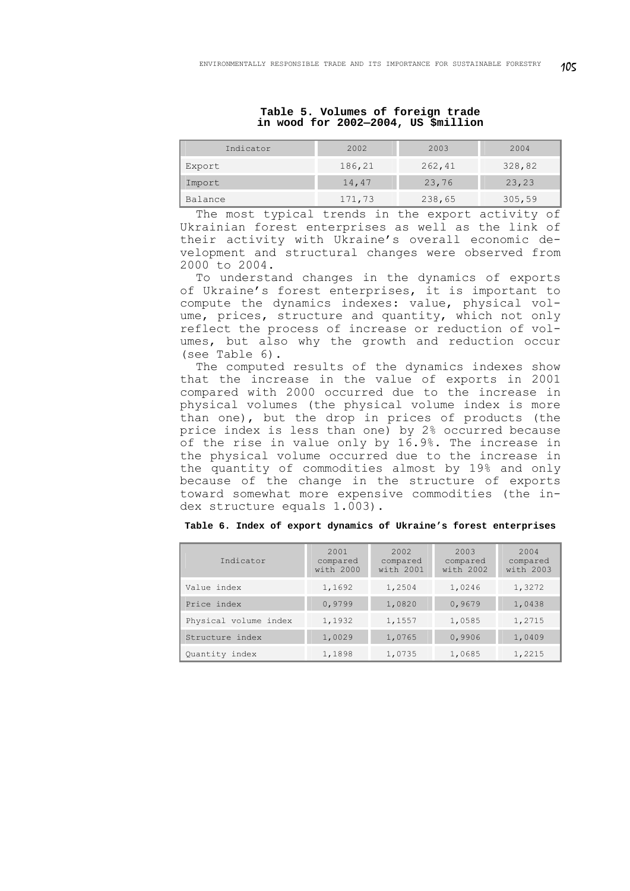**Table 5. Volumes of foreign trade in wood for 2002–2004, US $million**

| Indicator | 2002 | 2003 | 2004 |
|---|---|---|---|
| Export | 186,21 | 262,41 | 328,82 |
| Import | 14,47 | 23,76 | 23,23 |
| Balance | 171,73 | 238,65 | 305,59 |

The most typical trends in the export activity of Ukrainian forest enterprises as well as the link of their activity with Ukraine's overall economic development and structural changes were observed from 2000 to 2004.

To understand changes in the dynamics of exports of Ukraine's forest enterprises, it is important to compute the dynamics indexes: value, physical volume, prices, structure and quantity, which not only reflect the process of increase or reduction of volumes, but also why the growth and reduction occur (see Table 6).

The computed results of the dynamics indexes show that the increase in the value of exports in 2001 compared with 2000 occurred due to the increase in physical volumes (the physical volume index is more than one), but the drop in prices of products (the price index is less than one) by 2% occurred because of the rise in value only by 16.9%. The increase in the physical volume occurred due to the increase in the quantity of commodities almost by 19% and only because of the change in the structure of exports toward somewhat more expensive commodities (the index structure equals 1.003).

**Table 6. Index of export dynamics of Ukraine's forest enterprises**

| Indicator | 2001 compared with 2000 | 2002 compared with 2001 | 2003 compared with 2002 | 2004 compared with 2003 |
|---|---|---|---|---|
| Value index | 1,1692 | 1,2504 | 1,0246 | 1,3272 |
| Price index | 0,9799 | 1,0820 | 0,9679 | 1,0438 |
| Physical volume index | 1,1932 | 1,1557 | 1,0585 | 1,2715 |
| Structure index | 1,0029 | 1,0765 | 0,9906 | 1,0409 |
| Quantity index | 1,1898 | 1,0735 | 1,0685 | 1,2215 |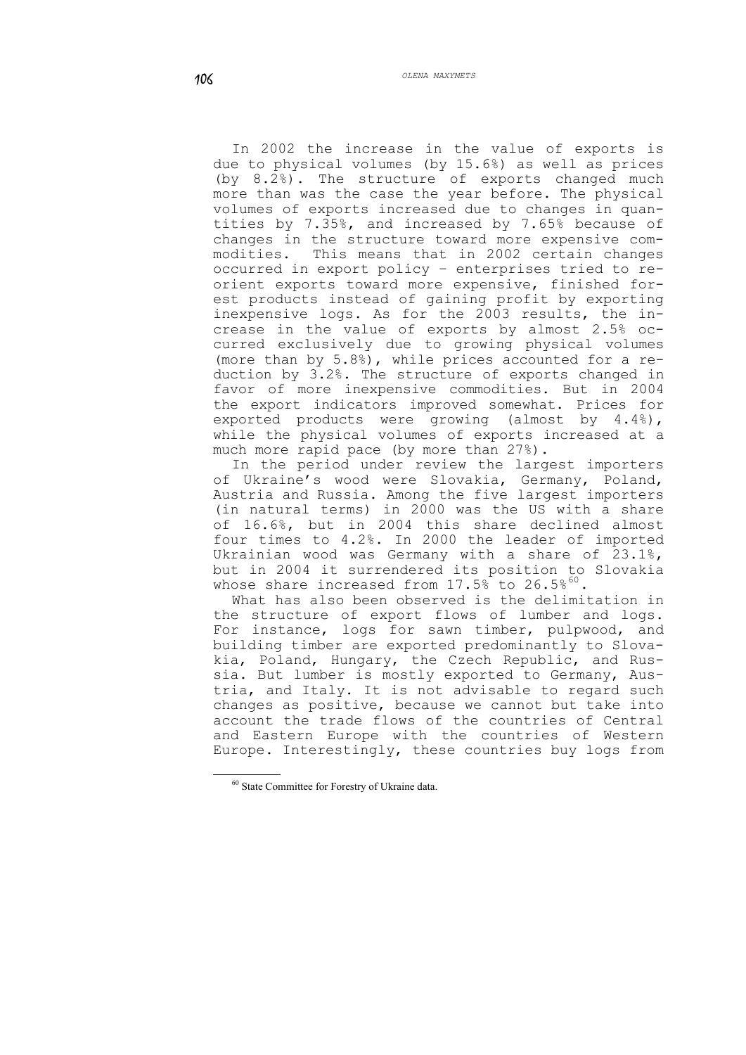In 2002 the increase in the value of exports is due to physical volumes (by 15.6%) as well as prices (by 8.2%). The structure of exports changed much more than was the case the year before. The physical volumes of exports increased due to changes in quantities by 7.35%, and increased by 7.65% because of changes in the structure toward more expensive commodities. This means that in 2002 certain changes occurred in export policy – enterprises tried to reorient exports toward more expensive, finished forest products instead of gaining profit by exporting inexpensive logs. As for the 2003 results, the increase in the value of exports by almost 2.5% occurred exclusively due to growing physical volumes (more than by 5.8%), while prices accounted for a reduction by 3.2%. The structure of exports changed in favor of more inexpensive commodities. But in 2004 the export indicators improved somewhat. Prices for exported products were growing (almost by 4.4%), while the physical volumes of exports increased at a much more rapid pace (by more than 27%).

In the period under review the largest importers of Ukraine's wood were Slovakia, Germany, Poland, Austria and Russia. Among the five largest importers (in natural terms) in 2000 was the US with a share of 16.6%, but in 2004 this share declined almost four times to 4.2%. In 2000 the leader of imported Ukrainian wood was Germany with a share of 23.1%, but in 2004 it surrendered its position to Slovakia whose share increased from 17.5% to 26.5%[60].

What has also been observed is the delimitation in the structure of export flows of lumber and logs. For instance, logs for sawn timber, pulpwood, and building timber are exported predominantly to Slovakia, Poland, Hungary, the Czech Republic, and Russia. But lumber is mostly exported to Germany, Austria, and Italy. It is not advisable to regard such changes as positive, because we cannot but take into account the trade flows of the countries of Central and Eastern Europe with the countries of Western Europe. Interestingly, these countries buy logs from

[60] State Committee for Forestry of Ukraine data.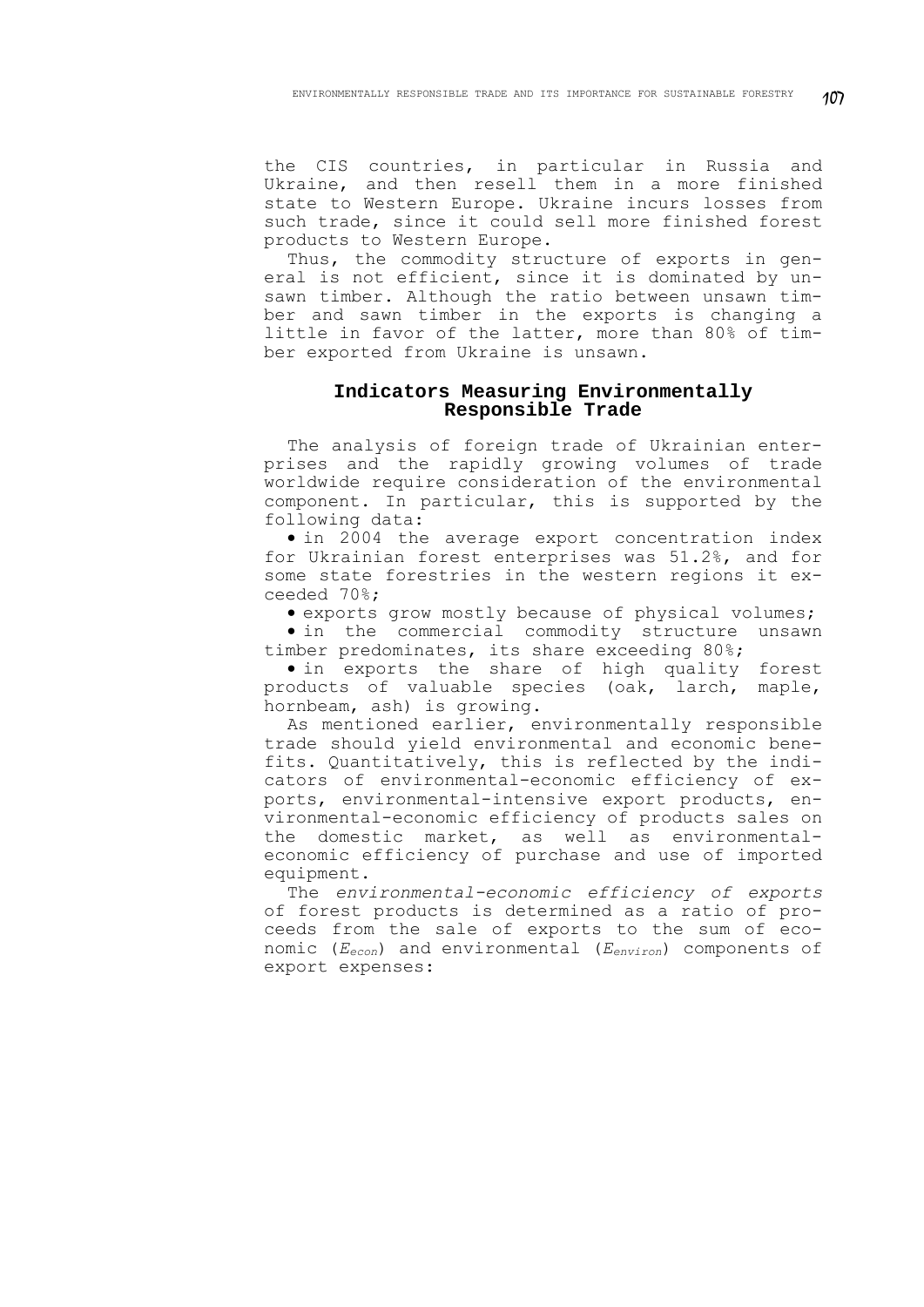the CIS countries, in particular in Russia and Ukraine, and then resell them in a more finished state to Western Europe. Ukraine incurs losses from such trade, since it could sell more finished forest products to Western Europe.

Thus, the commodity structure of exports in general is not efficient, since it is dominated by unsawn timber. Although the ratio between unsawn timber and sawn timber in the exports is changing a little in favor of the latter, more than 80% of timber exported from Ukraine is unsawn.

## Indicators Measuring Environmentally Responsible Trade

The analysis of foreign trade of Ukrainian enterprises and the rapidly growing volumes of trade worldwide require consideration of the environmental component. In particular, this is supported by the following data:

- in 2004 the average export concentration index for Ukrainian forest enterprises was 51.2%, and for some state forestries in the western regions it exceeded 70%;
- exports grow mostly because of physical volumes;
- in the commercial commodity structure unsawn timber predominates, its share exceeding 80%;
- in exports the share of high quality forest products of valuable species (oak, larch, maple, hornbeam, ash) is growing.

As mentioned earlier, environmentally responsible trade should yield environmental and economic benefits. Quantitatively, this is reflected by the indicators of environmental-economic efficiency of exports, environmental-intensive export products, environmental-economic efficiency of products sales on the domestic market, as well as environmental-economic efficiency of purchase and use of imported equipment.

The *environmental-economic efficiency of exports* of forest products is determined as a ratio of proceeds from the sale of exports to the sum of economic ($E_{econ}$) and environmental ($E_{environ}$) components of export expenses: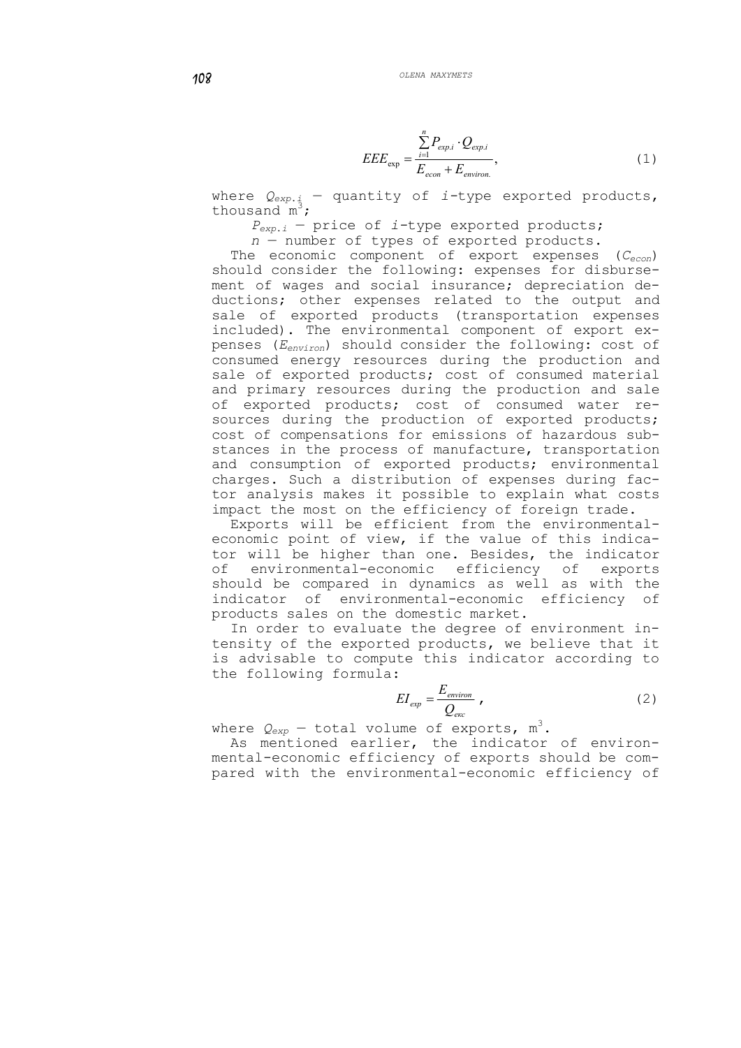$$EEE_{\exp} = \frac{\sum_{i=1}^{n} P_{exp.i} \cdot Q_{exp.i}}{E_{econ} + E_{environ.}}, \tag{1}$$

where $Q_{exp.i}$ — quantity of *i*-type exported products, thousand $m^3$;

$P_{exp.i}$ — price of *i*-type exported products;

$n$ — number of types of exported products.

The economic component of export expenses ($C_{econ}$) should consider the following: expenses for disbursement of wages and social insurance; depreciation deductions; other expenses related to the output and sale of exported products (transportation expenses included). The environmental component of export expenses ($E_{environ}$) should consider the following: cost of consumed energy resources during the production and sale of exported products; cost of consumed material and primary resources during the production and sale of exported products; cost of consumed water resources during the production of exported products; cost of compensations for emissions of hazardous substances in the process of manufacture, transportation and consumption of exported products; environmental charges. Such a distribution of expenses during factor analysis makes it possible to explain what costs impact the most on the efficiency of foreign trade.

Exports will be efficient from the environmental-economic point of view, if the value of this indicator will be higher than one. Besides, the indicator of environmental-economic efficiency of exports should be compared in dynamics as well as with the indicator of environmental-economic efficiency of products sales on the domestic market.

In order to evaluate the degree of environment intensity of the exported products, we believe that it is advisable to compute this indicator according to the following formula:

$$EI_{exp} = \frac{E_{environ}}{Q_{екс}}, \tag{2}$$

where $Q_{exp}$ — total volume of exports, $m^3$.

As mentioned earlier, the indicator of environmental-economic efficiency of exports should be compared with the environmental-economic efficiency of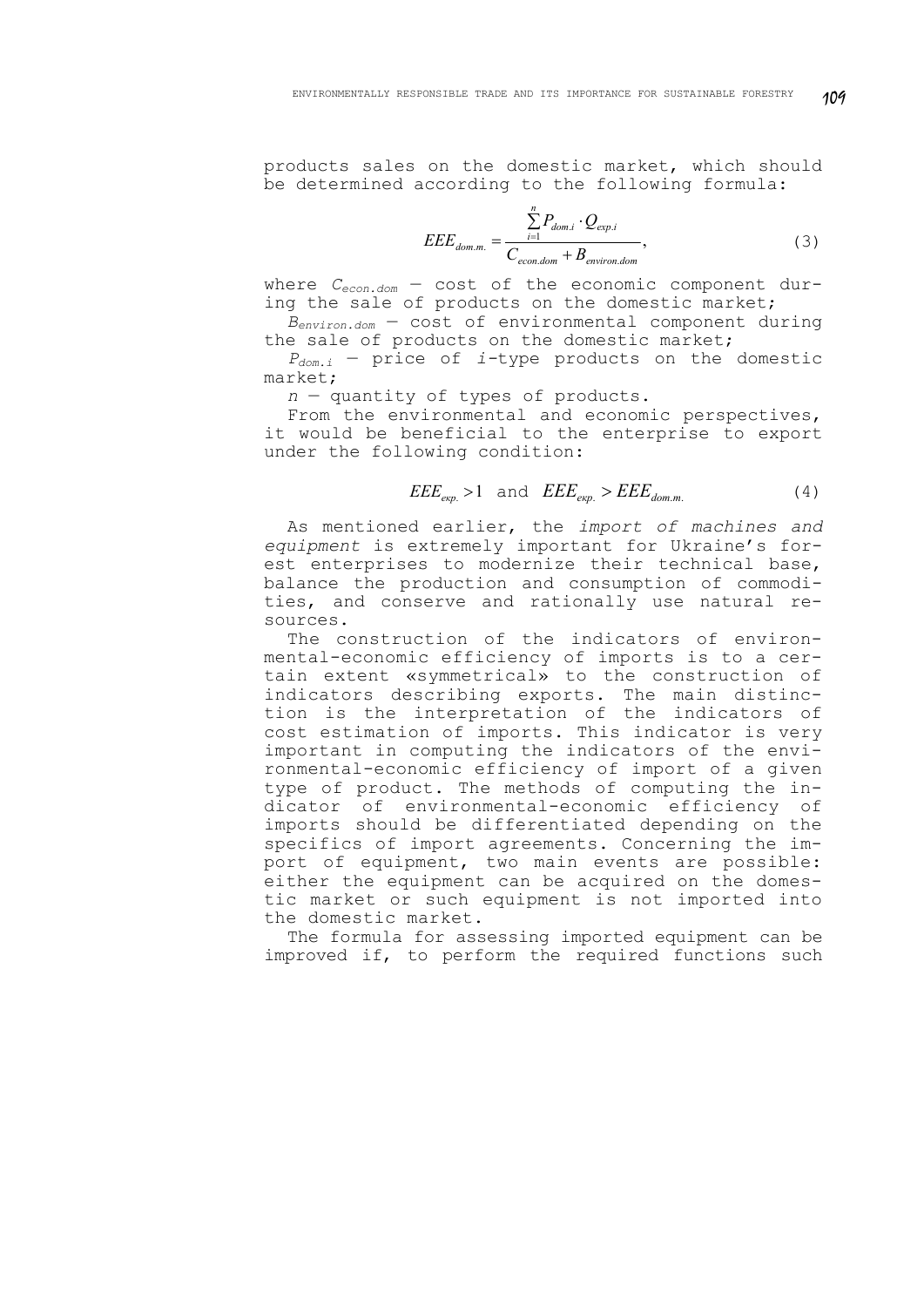products sales on the domestic market, which should be determined according to the following formula:

$$EEE_{dom.m.} = \frac{\sum_{i=1}^{n} P_{dom.i} \cdot Q_{exp.i}}{C_{econ.dom} + B_{environ.dom}}, \tag{3}$$

where $C_{econ.dom}$ — cost of the economic component during the sale of products on the domestic market;

$B_{environ.dom}$ — cost of environmental component during the sale of products on the domestic market;

$P_{dom.i}$ — price of $i$-type products on the domestic market;

$n$ — quantity of types of products.

From the environmental and economic perspectives, it would be beneficial to the enterprise to export under the following condition:

$$EEE_{екр.} > 1 \text{ and } EEE_{екр.} > EEE_{dom.m.} \tag{4}$$

As mentioned earlier, the *import of machines and equipment* is extremely important for Ukraine's forest enterprises to modernize their technical base, balance the production and consumption of commodities, and conserve and rationally use natural resources.

The construction of the indicators of environmental-economic efficiency of imports is to a certain extent «symmetrical» to the construction of indicators describing exports. The main distinction is the interpretation of the indicators of cost estimation of imports. This indicator is very important in computing the indicators of the environmental-economic efficiency of import of a given type of product. The methods of computing the indicator of environmental-economic efficiency of imports should be differentiated depending on the specifics of import agreements. Concerning the import of equipment, two main events are possible: either the equipment can be acquired on the domestic market or such equipment is not imported into the domestic market.

The formula for assessing imported equipment can be improved if, to perform the required functions such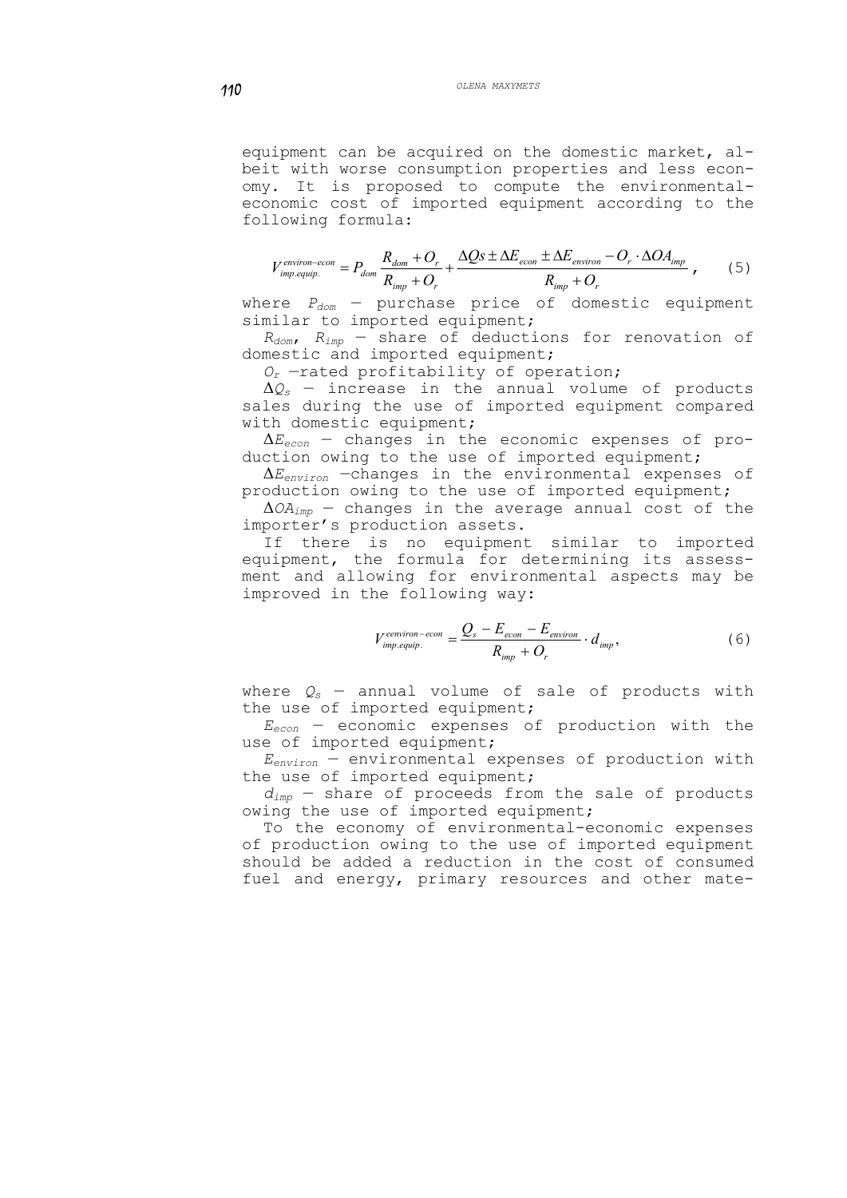equipment can be acquired on the domestic market, albeit with worse consumption properties and less economy. It is proposed to compute the environmental-economic cost of imported equipment according to the following formula:

$$V_{imp.equip.}^{environ-econ} = P_{dom} \frac{R_{dom} + O_r}{R_{imp} + O_r} + \frac{\Delta Qs \pm \Delta E_{econ} \pm \Delta E_{environ} - O_r \cdot \Delta OA_{imp}}{R_{imp} + O_r}, \quad (5)$$

where $P_{dom}$ – purchase price of domestic equipment similar to imported equipment;

$R_{dom}$, $R_{imp}$ – share of deductions for renovation of domestic and imported equipment;

$O_r$ –rated profitability of operation;

$\Delta Q_s$ – increase in the annual volume of products sales during the use of imported equipment compared with domestic equipment;

$\Delta E_{econ}$ – changes in the economic expenses of production owing to the use of imported equipment;

$\Delta E_{environ}$ –changes in the environmental expenses of production owing to the use of imported equipment;

$\Delta OA_{imp}$ – changes in the average annual cost of the importer's production assets.

If there is no equipment similar to imported equipment, the formula for determining its assessment and allowing for environmental aspects may be improved in the following way:

$$V_{imp.equip.}^{eenviron-econ} = \frac{Q_s - E_{econ} - E_{environ}}{R_{imp} + O_r} \cdot d_{imp}, \quad (6)$$

where $Q_s$ – annual volume of sale of products with the use of imported equipment;

$E_{econ}$ – economic expenses of production with the use of imported equipment;

$E_{environ}$ – environmental expenses of production with the use of imported equipment;

$d_{imp}$ – share of proceeds from the sale of products owing the use of imported equipment;

To the economy of environmental-economic expenses of production owing to the use of imported equipment should be added a reduction in the cost of consumed fuel and energy, primary resources and other mate-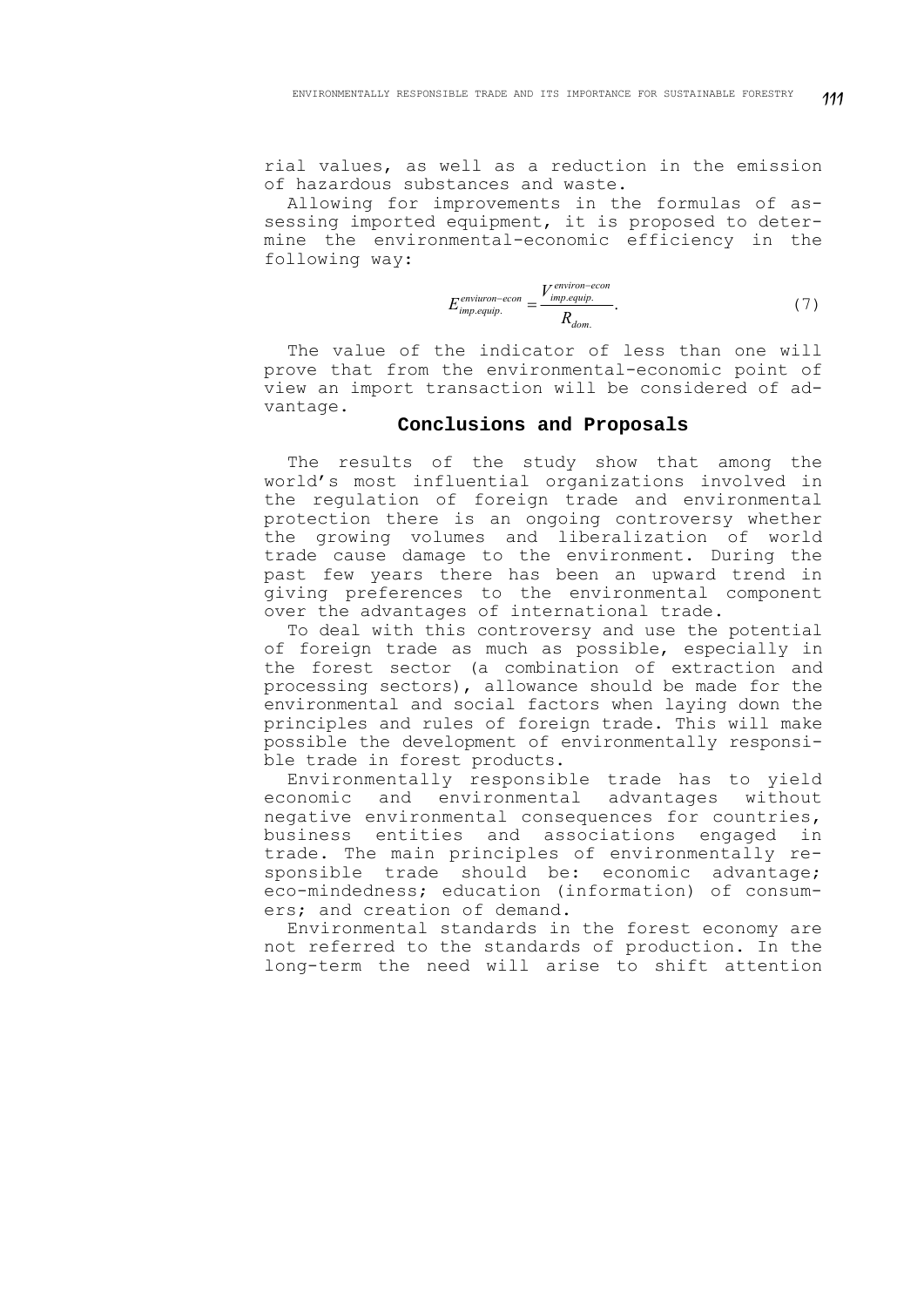rial values, as well as a reduction in the emission of hazardous substances and waste.

Allowing for improvements in the formulas of assessing imported equipment, it is proposed to determine the environmental-economic efficiency in the following way:

$$E_{imp.equip.}^{enviuron-econ} = \frac{V_{imp.equip.}^{environ-econ}}{R_{dom.}}. \quad (7)$$

The value of the indicator of less than one will prove that from the environmental-economic point of view an import transaction will be considered of advantage.

## Conclusions and Proposals

The results of the study show that among the world's most influential organizations involved in the regulation of foreign trade and environmental protection there is an ongoing controversy whether the growing volumes and liberalization of world trade cause damage to the environment. During the past few years there has been an upward trend in giving preferences to the environmental component over the advantages of international trade.

To deal with this controversy and use the potential of foreign trade as much as possible, especially in the forest sector (a combination of extraction and processing sectors), allowance should be made for the environmental and social factors when laying down the principles and rules of foreign trade. This will make possible the development of environmentally responsible trade in forest products.

Environmentally responsible trade has to yield economic and environmental advantages without negative environmental consequences for countries, business entities and associations engaged in trade. The main principles of environmentally responsible trade should be: economic advantage; eco-mindedness; education (information) of consumers; and creation of demand.

Environmental standards in the forest economy are not referred to the standards of production. In the long-term the need will arise to shift attention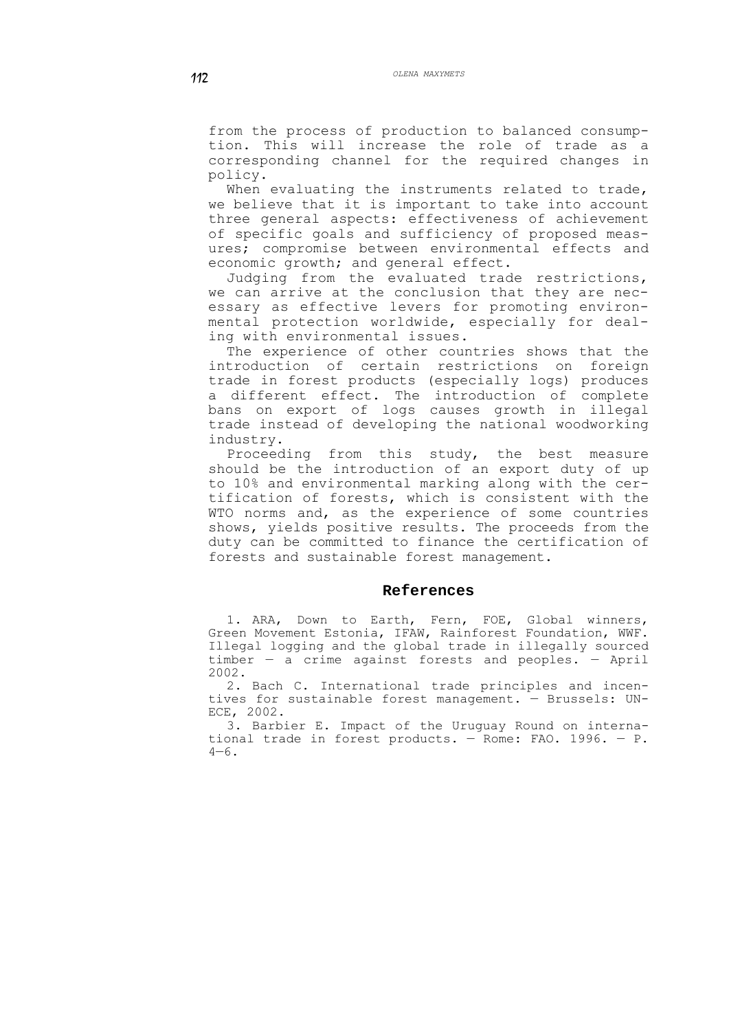from the process of production to balanced consumption. This will increase the role of trade as a corresponding channel for the required changes in policy.

When evaluating the instruments related to trade, we believe that it is important to take into account three general aspects: effectiveness of achievement of specific goals and sufficiency of proposed measures; compromise between environmental effects and economic growth; and general effect.

Judging from the evaluated trade restrictions, we can arrive at the conclusion that they are necessary as effective levers for promoting environmental protection worldwide, especially for dealing with environmental issues.

The experience of other countries shows that the introduction of certain restrictions on foreign trade in forest products (especially logs) produces a different effect. The introduction of complete bans on export of logs causes growth in illegal trade instead of developing the national woodworking industry.

Proceeding from this study, the best measure should be the introduction of an export duty of up to 10% and environmental marking along with the certification of forests, which is consistent with the WTO norms and, as the experience of some countries shows, yields positive results. The proceeds from the duty can be committed to finance the certification of forests and sustainable forest management.

## References

1. ARA, Down to Earth, Fern, FOE, Global winners, Green Movement Estonia, IFAW, Rainforest Foundation, WWF. Illegal logging and the global trade in illegally sourced timber — a crime against forests and peoples. — April 2002.
2. Bach C. International trade principles and incentives for sustainable forest management. — Brussels: UN-ECE, 2002.
3. Barbier E. Impact of the Uruguay Round on international trade in forest products. — Rome: FAO. 1996. — P. 4—6.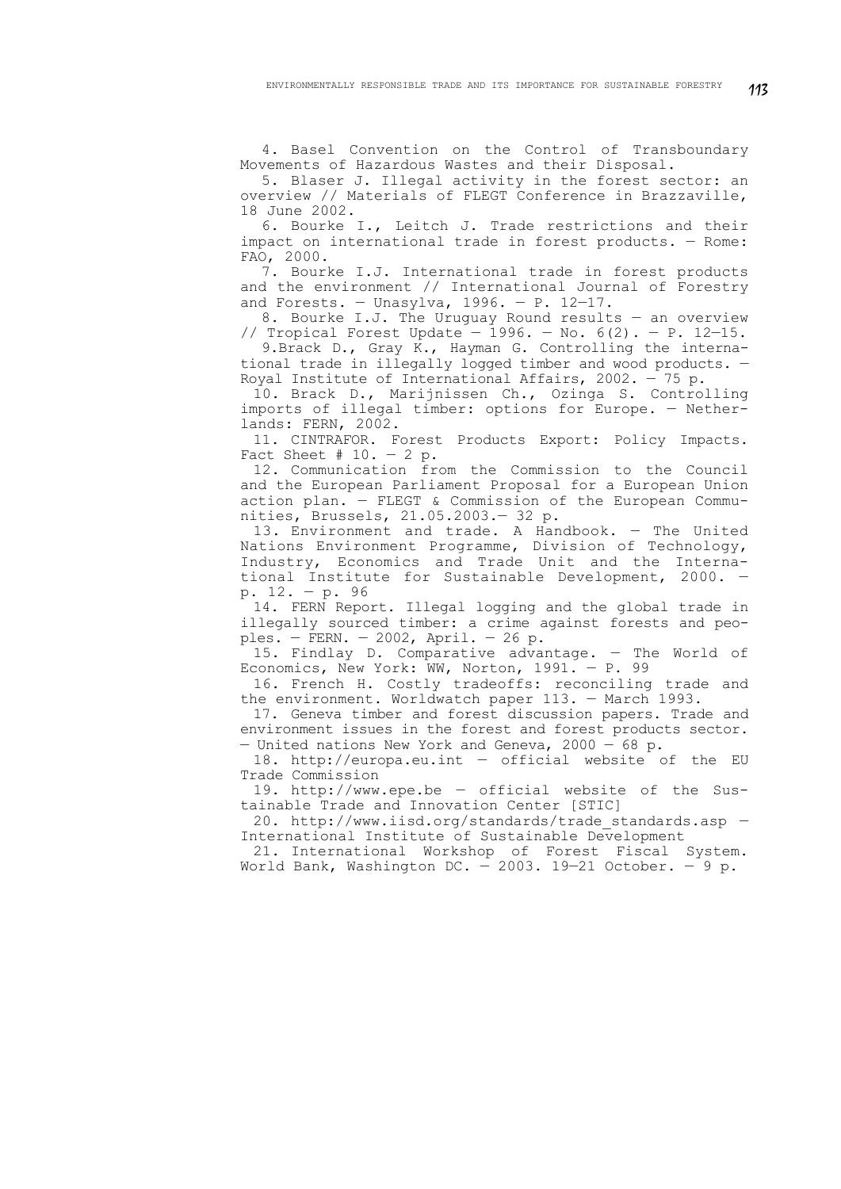4. Basel Convention on the Control of Transboundary Movements of Hazardous Wastes and their Disposal.

5. Blaser J. Illegal activity in the forest sector: an overview // Materials of FLEGT Conference in Brazzaville, 18 June 2002.

6. Bourke I., Leitch J. Trade restrictions and their impact on international trade in forest products. — Rome: FAO, 2000.

7. Bourke I.J. International trade in forest products and the environment // International Journal of Forestry and Forests. — Unasylva, 1996. — P. 12—17.

8. Bourke I.J. The Uruguay Round results — an overview // Tropical Forest Update — 1996. — No. 6(2). — P. 12—15.

9.Brack D., Gray K., Hayman G. Controlling the international trade in illegally logged timber and wood products. — Royal Institute of International Affairs, 2002. — 75 p.

10. Brack D., Marijnissen Ch., Ozinga S. Controlling imports of illegal timber: options for Europe. — Netherlands: FERN, 2002.

11. CINTRAFOR. Forest Products Export: Policy Impacts. Fact Sheet # 10. — 2 p.

12. Communication from the Commission to the Council and the European Parliament Proposal for a European Union action plan. — FLEGT & Commission of the European Communities, Brussels, 21.05.2003.— 32 p.

13. Environment and trade. A Handbook. — The United Nations Environment Programme, Division of Technology, Industry, Economics and Trade Unit and the International Institute for Sustainable Development, 2000. — p. 12. — p. 96

14. FERN Report. Illegal logging and the global trade in illegally sourced timber: a crime against forests and peoples. — FERN. — 2002, April. — 26 p.

15. Findlay D. Comparative advantage. — The World of Economics, New York: WW, Norton, 1991. — P. 99

16. French H. Costly tradeoffs: reconciling trade and the environment. Worldwatch paper 113. — March 1993.

17. Geneva timber and forest discussion papers. Trade and environment issues in the forest and forest products sector. — United nations New York and Geneva, 2000 — 68 p.

18. http://europa.eu.int — official website of the EU Trade Commission

19. http://www.epe.be — official website of the Sustainable Trade and Innovation Center [STIC]

20. http://www.iisd.org/standards/trade_standards.asp — International Institute of Sustainable Development

21. International Workshop of Forest Fiscal System. World Bank, Washington DC. — 2003. 19—21 October. — 9 p.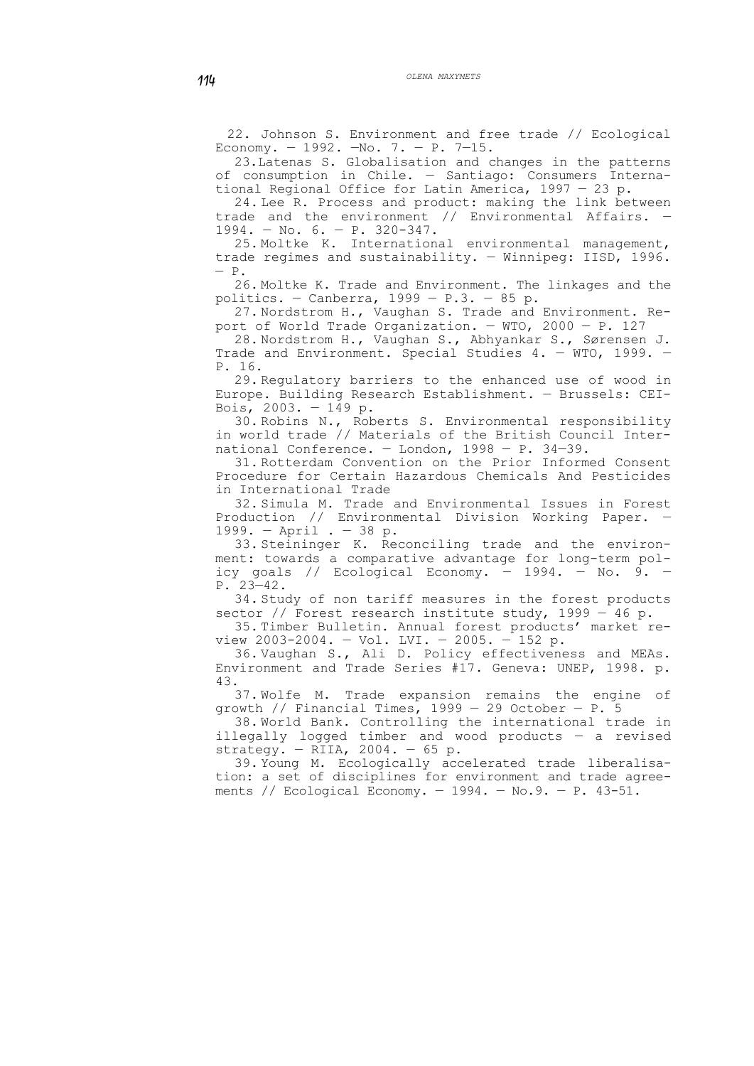22. Johnson S. Environment and free trade // Ecological Economy. — 1992. —No. 7. — P. 7—15.

23. Latenas S. Globalisation and changes in the patterns of consumption in Chile. — Santiago: Consumers International Regional Office for Latin America, 1997 — 23 p.

24. Lee R. Process and product: making the link between trade and the environment // Environmental Affairs. — 1994. — No. 6. — P. 320-347.

25. Moltke K. International environmental management, trade regimes and sustainability. — Winnipeg: IISD, 1996. — P.

26. Moltke K. Trade and Environment. The linkages and the politics. — Canberra, 1999 — P.3. — 85 p.

27. Nordstrom H., Vaughan S. Trade and Environment. Report of World Trade Organization. — WTO, 2000 — P. 127

28. Nordstrom H., Vaughan S., Abhyankar S., Sørensen J. Trade and Environment. Special Studies 4. — WTO, 1999. — P. 16.

29. Regulatory barriers to the enhanced use of wood in Europe. Building Research Establishment. — Brussels: CEI-Bois, 2003. — 149 p.

30. Robins N., Roberts S. Environmental responsibility in world trade // Materials of the British Council International Conference. — London, 1998 — P. 34—39.

31. Rotterdam Convention on the Prior Informed Consent Procedure for Certain Hazardous Chemicals And Pesticides in International Trade

32. Simula M. Trade and Environmental Issues in Forest Production // Environmental Division Working Paper. — 1999. — April . — 38 p.

33. Steininger K. Reconciling trade and the environment: towards a comparative advantage for long-term policy goals // Ecological Economy. — 1994. — No. 9. — P. 23—42.

34. Study of non tariff measures in the forest products sector // Forest research institute study, 1999 — 46 p.

35. Timber Bulletin. Annual forest products' market review 2003-2004. — Vol. LVI. — 2005. — 152 p.

36. Vaughan S., Ali D. Policy effectiveness and MEAs. Environment and Trade Series #17. Geneva: UNEP, 1998. p. 43.

37. Wolfe M. Trade expansion remains the engine of growth // Financial Times, 1999 — 29 October — P. 5

38. World Bank. Controlling the international trade in illegally logged timber and wood products — a revised strategy. — RIIA, 2004. — 65 p.

39. Young M. Ecologically accelerated trade liberalisation: a set of disciplines for environment and trade agreements // Ecological Economy. — 1994. — No.9. — P. 43-51.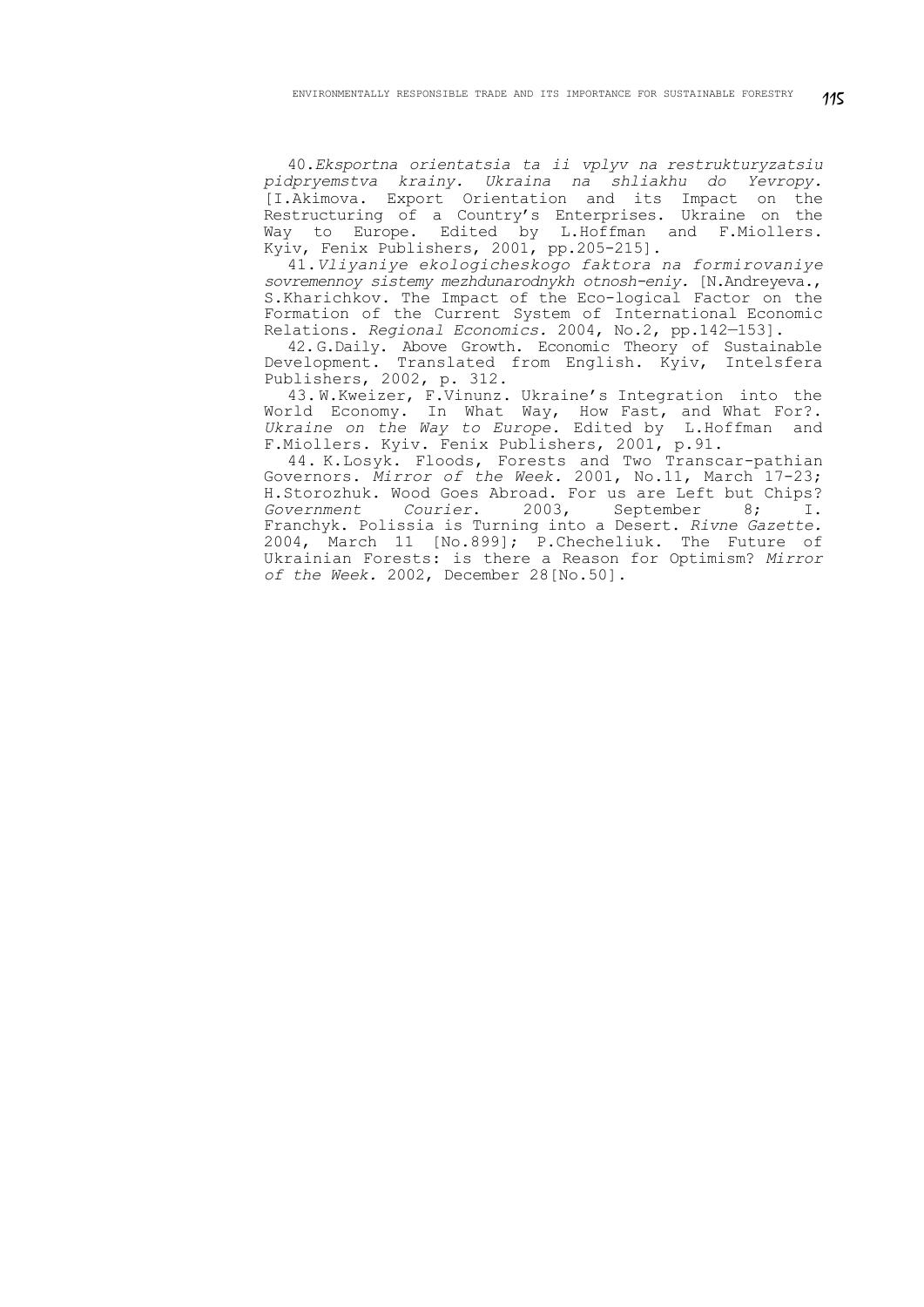40.*Eksportna orientatsia ta ii vplyv na restrukturyzatsiu pidpryemstva krainy. Ukraina na shliakhu do Yevropy.* [I.Akimova. Export Orientation and its Impact on the Restructuring of a Country's Enterprises. Ukraine on the Way to Europe. Edited by L.Hoffman and F.Miollers. Kyiv, Fenix Publishers, 2001, pp.205-215].

41.*Vliyaniye ekologicheskogo faktora na formirovaniye sovremennoy sistemy mezhdunarodnykh otnosh-eniy.* [N.Andreyeva., S.Kharichkov. The Impact of the Eco-logical Factor on the Formation of the Current System of International Economic Relations. *Regional Economics.* 2004, No.2, pp.142–153].

42.G.Daily. Above Growth. Economic Theory of Sustainable Development. Translated from English. Kyiv, Intelsfera Publishers, 2002, p. 312.

43.W.Kweizer, F.Vinunz. Ukraine's Integration into the World Economy. In What Way, How Fast, and What For?. *Ukraine on the Way to Europe.* Edited by L.Hoffman and F.Miollers. Kyiv. Fenix Publishers, 2001, p.91.

44. K.Losyk. Floods, Forests and Two Transcar-pathian Governors. *Mirror of the Week.* 2001, No.11, March 17-23; H.Storozhuk. Wood Goes Abroad. For us are Left but Chips? *Government Courier*. 2003, September 8; I. Franchyk. Polissia is Turning into a Desert. *Rivne Gazette.* 2004, March 11 [No.899]; P.Checheliuk. The Future of Ukrainian Forests: is there a Reason for Optimism? *Mirror of the Week.* 2002, December 28[No.50].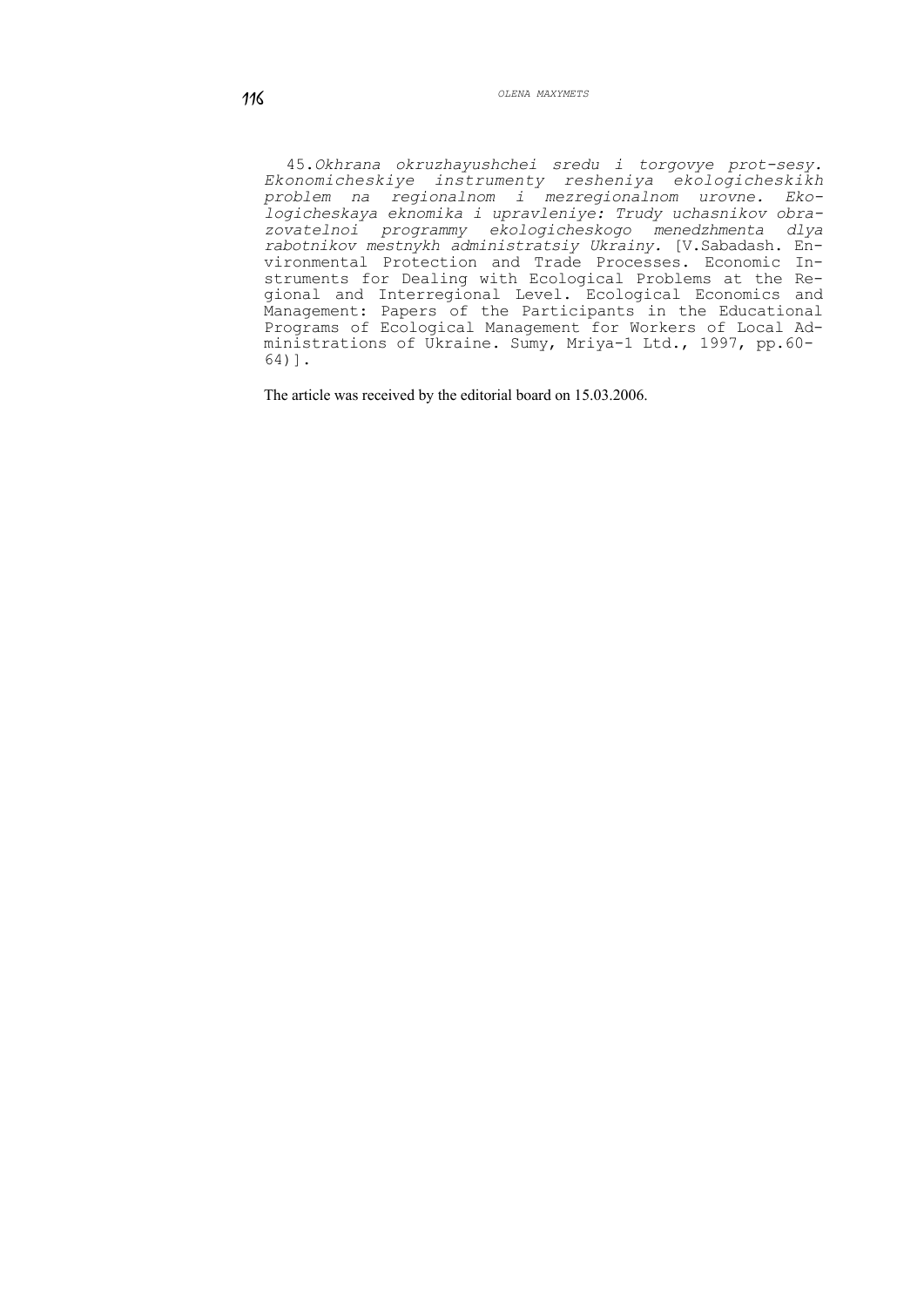45. *Okhrana okruzhayushchei sredu i torgovye prot-sesy. Ekonomicheskiye instrumenty resheniya ekologicheskikh problem na regionalnom i mezregionalnom urovne. Ekologicheskaya eknomika i upravleniye: Trudy uchasnikov obrazovatelnoi programmy ekologicheskogo menedzhmenta dlya rabotnikov mestnykh administratsiy Ukrainy.* [V.Sabadash. Environmental Protection and Trade Processes. Economic Instruments for Dealing with Ecological Problems at the Regional and Interregional Level. Ecological Economics and Management: Papers of the Participants in the Educational Programs of Ecological Management for Workers of Local Administrations of Ukraine. Sumy, Mriya-1 Ltd., 1997, pp.60-64)].

The article was received by the editorial board on 15.03.2006.